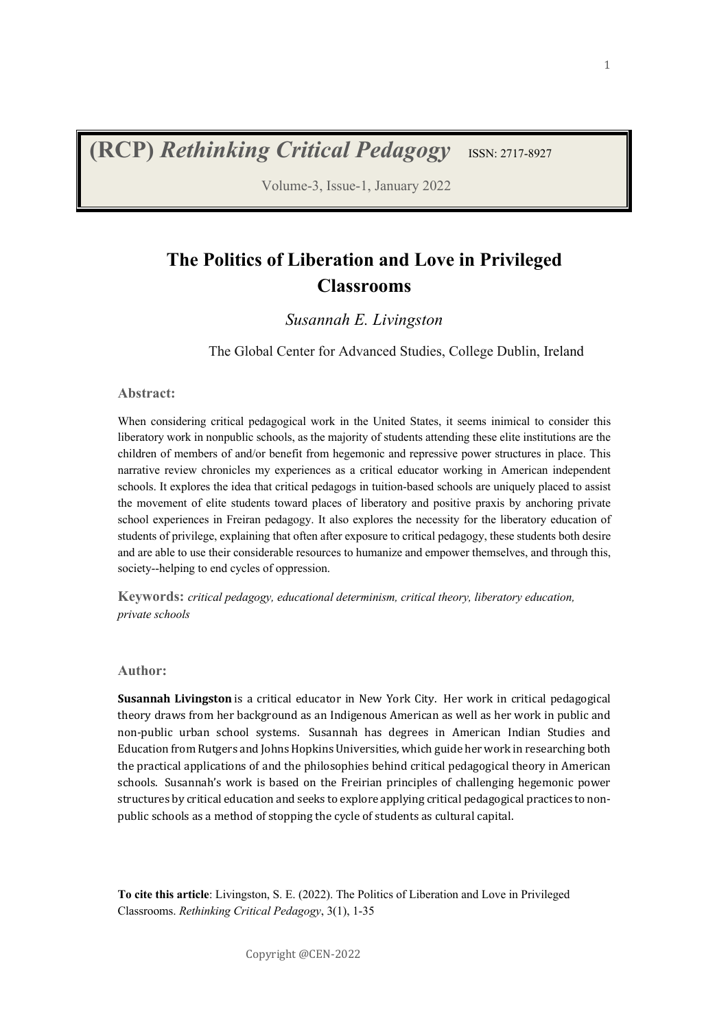# The Politics of Liberation and Love in Privileged Classrooms

*Susannah E. Livingston*

The Global Center for Advanced Studies, College Dublin, Ireland

### Abstract:

When considering critical pedagogical work in the United States, it seems inimical to consider this liberatory work in nonpublic schools, as the majority of students attending these elite institutions are the children of members of and/or benefit from hegemonic and repressive power structures in place. This narrative review chronicles my experiences as a critical educator working in American independent schools. It explores the idea that critical pedagogs in tuition-based schools are uniquely placed to assist the movement of elite students toward places of liberatory and positive praxis by anchoring private school experiences in Freiran pedagogy. It also explores the necessity for the liberatory education of students of privilege, explaining that often after exposure to critical pedagogy, these students both desire and are able to use their considerable resources to humanize and empower themselves, and through this, society--helping to end cycles of oppression.

**Keywords:** *critical pedagogy, educational determinism, critical theory, liberatory education, private schools*

### Author:

**Susannah Livingston** is a critical educator in New York City. Her work in critical pedagogical theory draws from her background as an Indigenous American as well as her work in public and non-public urban school systems. Susannah has degrees in American Indian Studies and Education from Rutgers and Johns Hopkins Universities, which guide her work in researching both the practical applications of and the philosophies behind critical pedagogical theory in American schools. Susannah's work is based on the Freirian principles of challenging hegemonic power structures by critical education and seeks to explore applying critical pedagogical practices to non-public schools as a method of stopping the cycle of students as cultural capital.

**To cite this article**: Livingston, S. E. (2022). The Politics of Liberation and Love in Privileged Classrooms. *Rethinking Critical Pedagogy*, 3(1), 1-35

Copyright @CEN-2022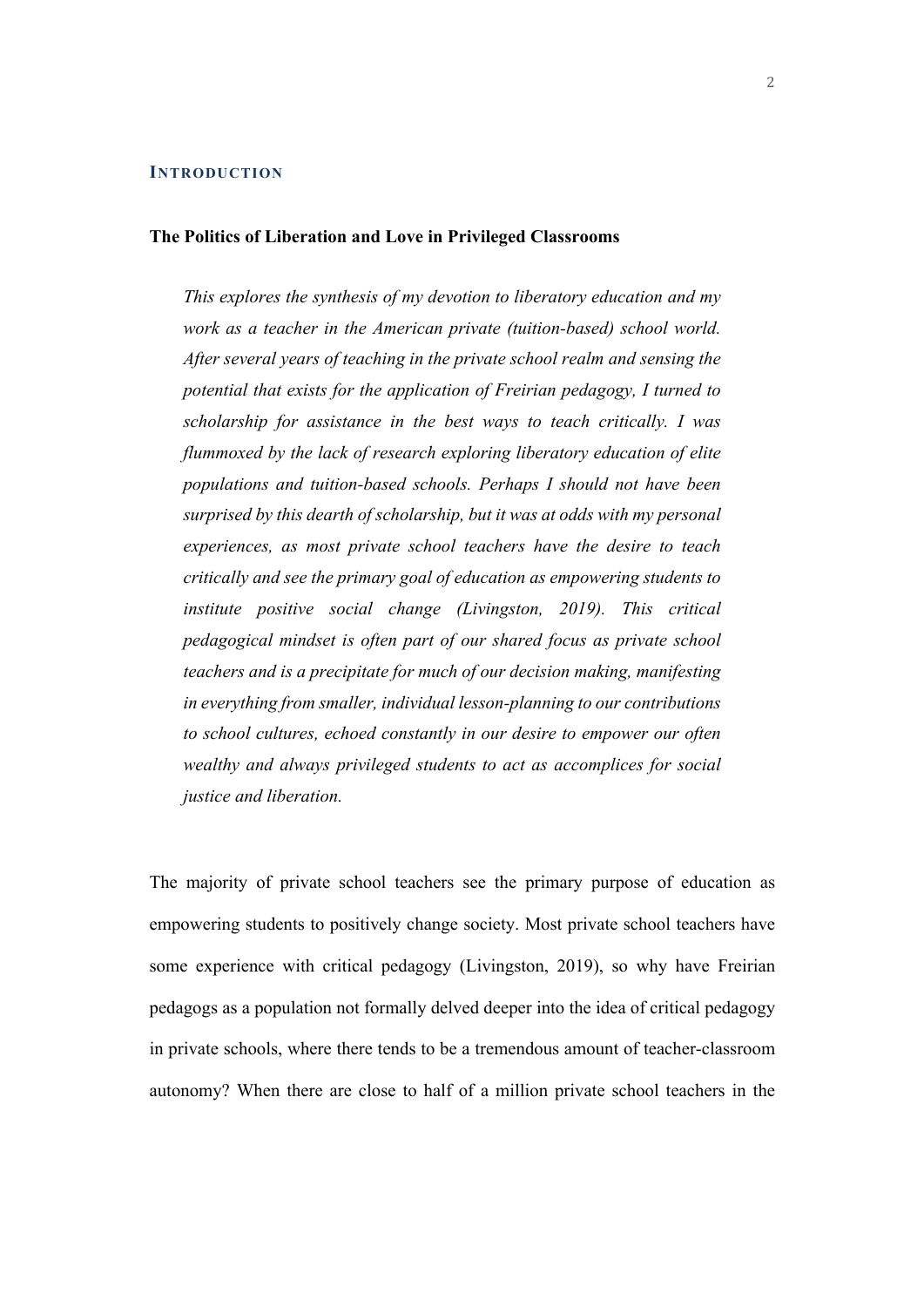## INTRODUCTION

### The Politics of Liberation and Love in Privileged Classrooms

> *This explores the synthesis of my devotion to liberatory education and my work as a teacher in the American private (tuition-based) school world. After several years of teaching in the private school realm and sensing the potential that exists for the application of Freirian pedagogy, I turned to scholarship for assistance in the best ways to teach critically. I was flummoxed by the lack of research exploring liberatory education of elite populations and tuition-based schools. Perhaps I should not have been surprised by this dearth of scholarship, but it was at odds with my personal experiences, as most private school teachers have the desire to teach critically and see the primary goal of education as empowering students to institute positive social change (Livingston, 2019). This critical pedagogical mindset is often part of our shared focus as private school teachers and is a precipitate for much of our decision making, manifesting in everything from smaller, individual lesson-planning to our contributions to school cultures, echoed constantly in our desire to empower our often wealthy and always privileged students to act as accomplices for social justice and liberation.*

The majority of private school teachers see the primary purpose of education as empowering students to positively change society. Most private school teachers have some experience with critical pedagogy (Livingston, 2019), so why have Freirian pedagogs as a population not formally delved deeper into the idea of critical pedagogy in private schools, where there tends to be a tremendous amount of teacher-classroom autonomy? When there are close to half of a million private school teachers in the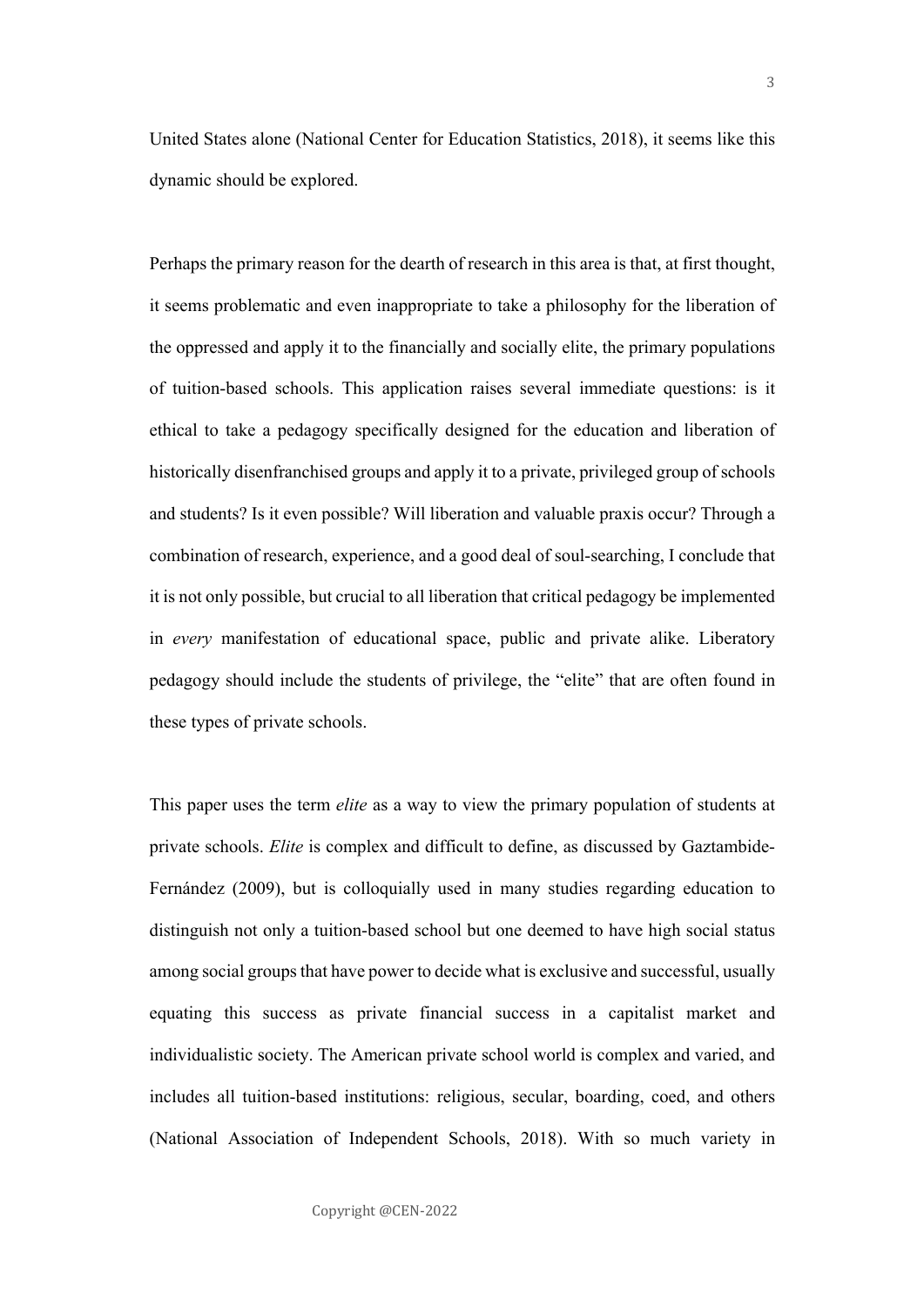United States alone (National Center for Education Statistics, 2018), it seems like this dynamic should be explored.

Perhaps the primary reason for the dearth of research in this area is that, at first thought, it seems problematic and even inappropriate to take a philosophy for the liberation of the oppressed and apply it to the financially and socially elite, the primary populations of tuition-based schools. This application raises several immediate questions: is it ethical to take a pedagogy specifically designed for the education and liberation of historically disenfranchised groups and apply it to a private, privileged group of schools and students? Is it even possible? Will liberation and valuable praxis occur? Through a combination of research, experience, and a good deal of soul-searching, I conclude that it is not only possible, but crucial to all liberation that critical pedagogy be implemented in *every* manifestation of educational space, public and private alike. Liberatory pedagogy should include the students of privilege, the "elite" that are often found in these types of private schools.

This paper uses the term *elite* as a way to view the primary population of students at private schools. *Elite* is complex and difficult to define, as discussed by Gaztambide-Fernández (2009), but is colloquially used in many studies regarding education to distinguish not only a tuition-based school but one deemed to have high social status among social groups that have power to decide what is exclusive and successful, usually equating this success as private financial success in a capitalist market and individualistic society. The American private school world is complex and varied, and includes all tuition-based institutions: religious, secular, boarding, coed, and others (National Association of Independent Schools, 2018). With so much variety in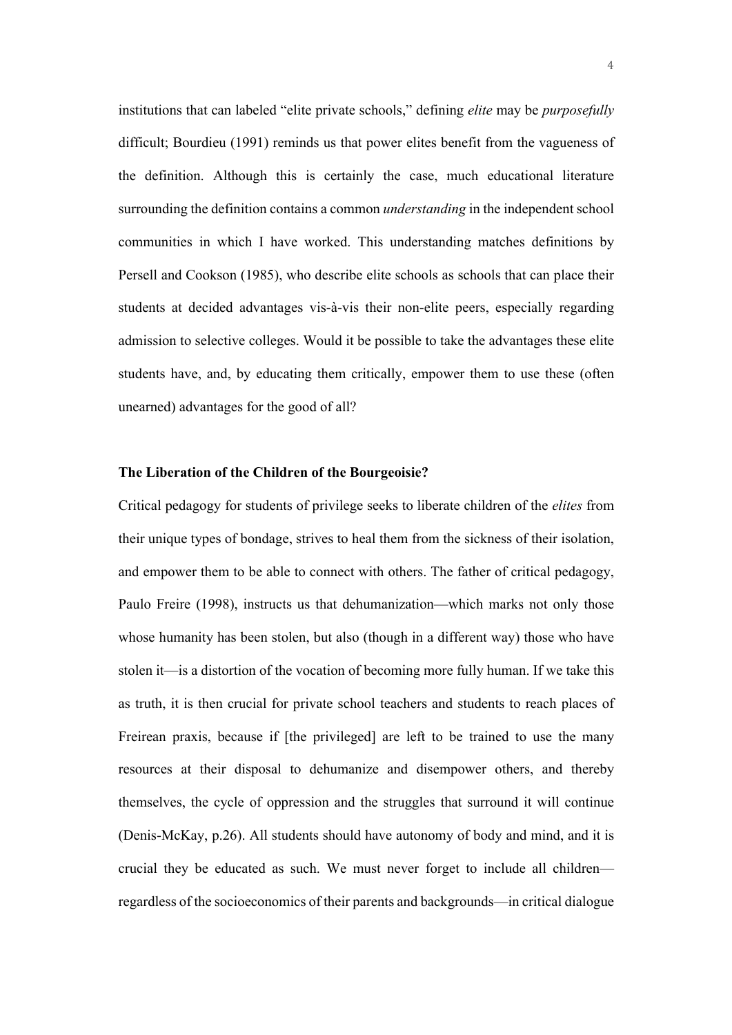institutions that can labeled "elite private schools," defining *elite* may be *purposefully* difficult; Bourdieu (1991) reminds us that power elites benefit from the vagueness of the definition. Although this is certainly the case, much educational literature surrounding the definition contains a common *understanding* in the independent school communities in which I have worked. This understanding matches definitions by Persell and Cookson (1985), who describe elite schools as schools that can place their students at decided advantages vis-à-vis their non-elite peers, especially regarding admission to selective colleges. Would it be possible to take the advantages these elite students have, and, by educating them critically, empower them to use these (often unearned) advantages for the good of all?

**The Liberation of the Children of the Bourgeoisie?**

Critical pedagogy for students of privilege seeks to liberate children of the *elites* from their unique types of bondage, strives to heal them from the sickness of their isolation, and empower them to be able to connect with others. The father of critical pedagogy, Paulo Freire (1998), instructs us that dehumanization—which marks not only those whose humanity has been stolen, but also (though in a different way) those who have stolen it—is a distortion of the vocation of becoming more fully human. If we take this as truth, it is then crucial for private school teachers and students to reach places of Freirean praxis, because if [the privileged] are left to be trained to use the many resources at their disposal to dehumanize and disempower others, and thereby themselves, the cycle of oppression and the struggles that surround it will continue (Denis-McKay, p.26). All students should have autonomy of body and mind, and it is crucial they be educated as such. We must never forget to include all children—regardless of the socioeconomics of their parents and backgrounds—in critical dialogue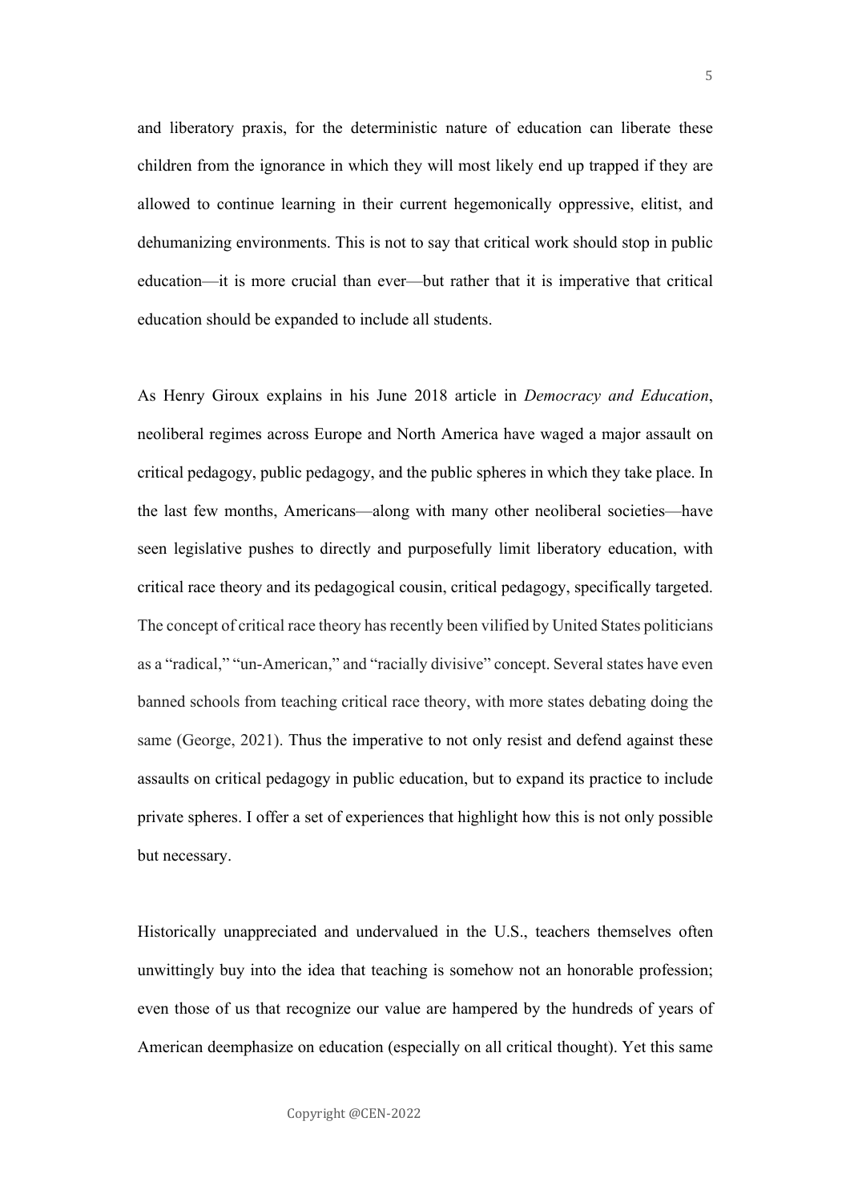and liberatory praxis, for the deterministic nature of education can liberate these children from the ignorance in which they will most likely end up trapped if they are allowed to continue learning in their current hegemonically oppressive, elitist, and dehumanizing environments. This is not to say that critical work should stop in public education—it is more crucial than ever—but rather that it is imperative that critical education should be expanded to include all students.

As Henry Giroux explains in his June 2018 article in *Democracy and Education*, neoliberal regimes across Europe and North America have waged a major assault on critical pedagogy, public pedagogy, and the public spheres in which they take place. In the last few months, Americans—along with many other neoliberal societies—have seen legislative pushes to directly and purposefully limit liberatory education, with critical race theory and its pedagogical cousin, critical pedagogy, specifically targeted. The concept of critical race theory has recently been vilified by United States politicians as a "radical," "un-American," and "racially divisive" concept. Several states have even banned schools from teaching critical race theory, with more states debating doing the same (George, 2021). Thus the imperative to not only resist and defend against these assaults on critical pedagogy in public education, but to expand its practice to include private spheres. I offer a set of experiences that highlight how this is not only possible but necessary.

Historically unappreciated and undervalued in the U.S., teachers themselves often unwittingly buy into the idea that teaching is somehow not an honorable profession; even those of us that recognize our value are hampered by the hundreds of years of American deemphasize on education (especially on all critical thought). Yet this same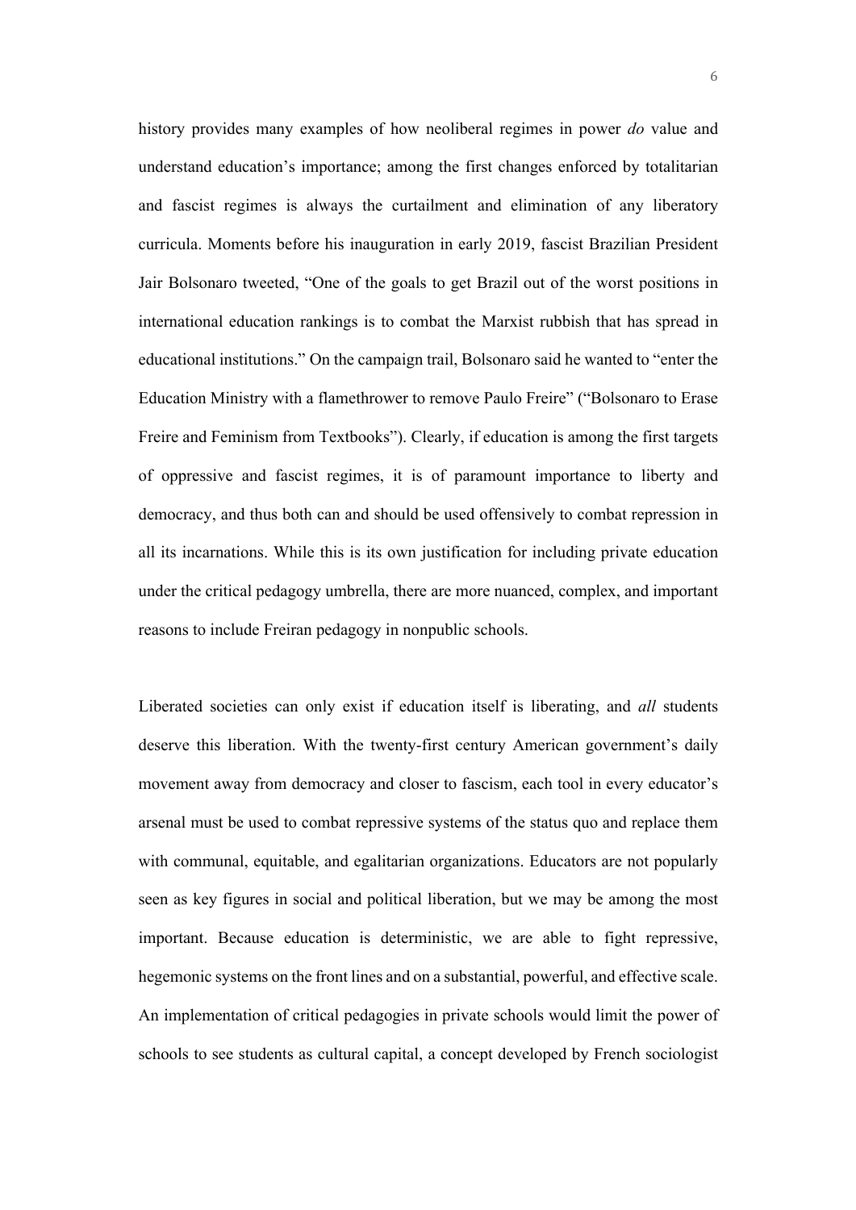history provides many examples of how neoliberal regimes in power *do* value and understand education's importance; among the first changes enforced by totalitarian and fascist regimes is always the curtailment and elimination of any liberatory curricula. Moments before his inauguration in early 2019, fascist Brazilian President Jair Bolsonaro tweeted, "One of the goals to get Brazil out of the worst positions in international education rankings is to combat the Marxist rubbish that has spread in educational institutions." On the campaign trail, Bolsonaro said he wanted to "enter the Education Ministry with a flamethrower to remove Paulo Freire" ("Bolsonaro to Erase Freire and Feminism from Textbooks"). Clearly, if education is among the first targets of oppressive and fascist regimes, it is of paramount importance to liberty and democracy, and thus both can and should be used offensively to combat repression in all its incarnations. While this is its own justification for including private education under the critical pedagogy umbrella, there are more nuanced, complex, and important reasons to include Freiran pedagogy in nonpublic schools.

Liberated societies can only exist if education itself is liberating, and *all* students deserve this liberation. With the twenty-first century American government's daily movement away from democracy and closer to fascism, each tool in every educator's arsenal must be used to combat repressive systems of the status quo and replace them with communal, equitable, and egalitarian organizations. Educators are not popularly seen as key figures in social and political liberation, but we may be among the most important. Because education is deterministic, we are able to fight repressive, hegemonic systems on the front lines and on a substantial, powerful, and effective scale. An implementation of critical pedagogies in private schools would limit the power of schools to see students as cultural capital, a concept developed by French sociologist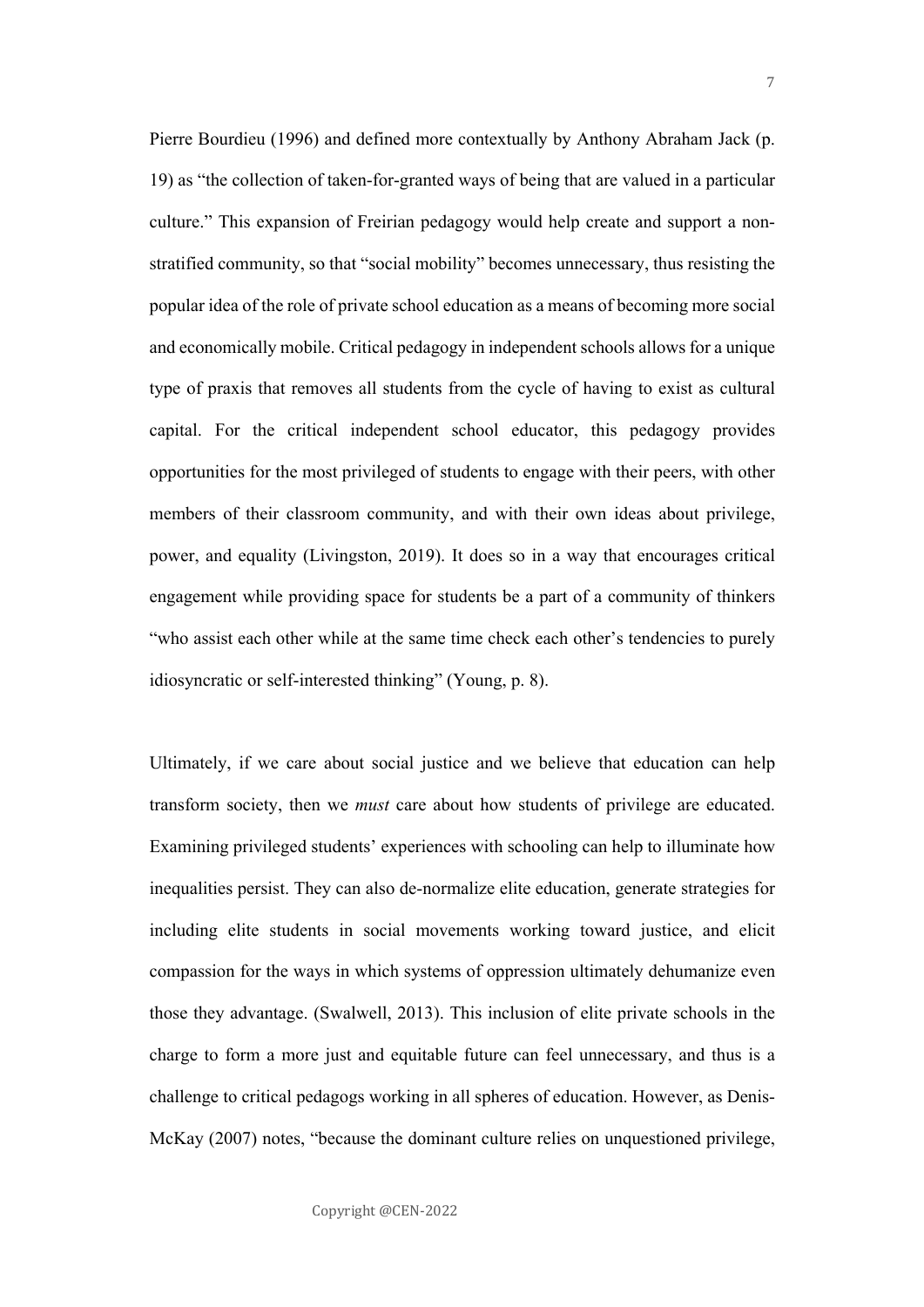Pierre Bourdieu (1996) and defined more contextually by Anthony Abraham Jack (p. 19) as "the collection of taken-for-granted ways of being that are valued in a particular culture." This expansion of Freirian pedagogy would help create and support a non-stratified community, so that "social mobility" becomes unnecessary, thus resisting the popular idea of the role of private school education as a means of becoming more social and economically mobile. Critical pedagogy in independent schools allows for a unique type of praxis that removes all students from the cycle of having to exist as cultural capital. For the critical independent school educator, this pedagogy provides opportunities for the most privileged of students to engage with their peers, with other members of their classroom community, and with their own ideas about privilege, power, and equality (Livingston, 2019). It does so in a way that encourages critical engagement while providing space for students be a part of a community of thinkers "who assist each other while at the same time check each other's tendencies to purely idiosyncratic or self-interested thinking" (Young, p. 8).

Ultimately, if we care about social justice and we believe that education can help transform society, then we *must* care about how students of privilege are educated. Examining privileged students' experiences with schooling can help to illuminate how inequalities persist. They can also de-normalize elite education, generate strategies for including elite students in social movements working toward justice, and elicit compassion for the ways in which systems of oppression ultimately dehumanize even those they advantage. (Swalwell, 2013). This inclusion of elite private schools in the charge to form a more just and equitable future can feel unnecessary, and thus is a challenge to critical pedagogs working in all spheres of education. However, as Denis-McKay (2007) notes, "because the dominant culture relies on unquestioned privilege,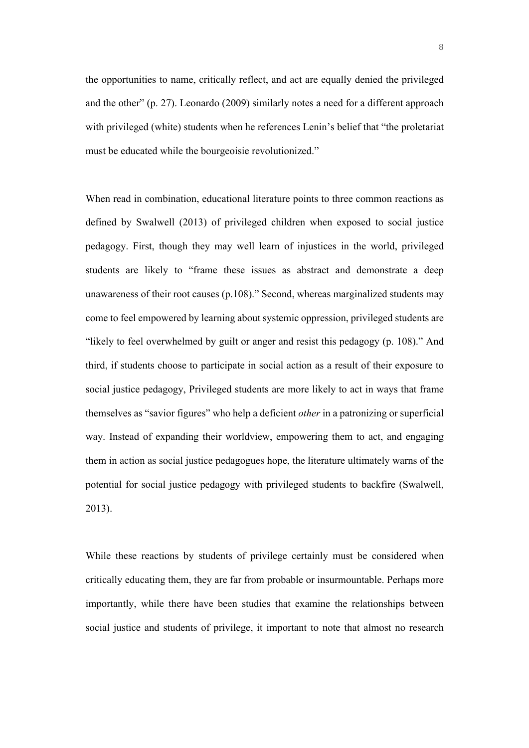the opportunities to name, critically reflect, and act are equally denied the privileged and the other" (p. 27). Leonardo (2009) similarly notes a need for a different approach with privileged (white) students when he references Lenin's belief that "the proletariat must be educated while the bourgeoisie revolutionized."

When read in combination, educational literature points to three common reactions as defined by Swalwell (2013) of privileged children when exposed to social justice pedagogy. First, though they may well learn of injustices in the world, privileged students are likely to "frame these issues as abstract and demonstrate a deep unawareness of their root causes (p.108)." Second, whereas marginalized students may come to feel empowered by learning about systemic oppression, privileged students are "likely to feel overwhelmed by guilt or anger and resist this pedagogy (p. 108)." And third, if students choose to participate in social action as a result of their exposure to social justice pedagogy, Privileged students are more likely to act in ways that frame themselves as "savior figures" who help a deficient *other* in a patronizing or superficial way. Instead of expanding their worldview, empowering them to act, and engaging them in action as social justice pedagogues hope, the literature ultimately warns of the potential for social justice pedagogy with privileged students to backfire (Swalwell, 2013).

While these reactions by students of privilege certainly must be considered when critically educating them, they are far from probable or insurmountable. Perhaps more importantly, while there have been studies that examine the relationships between social justice and students of privilege, it important to note that almost no research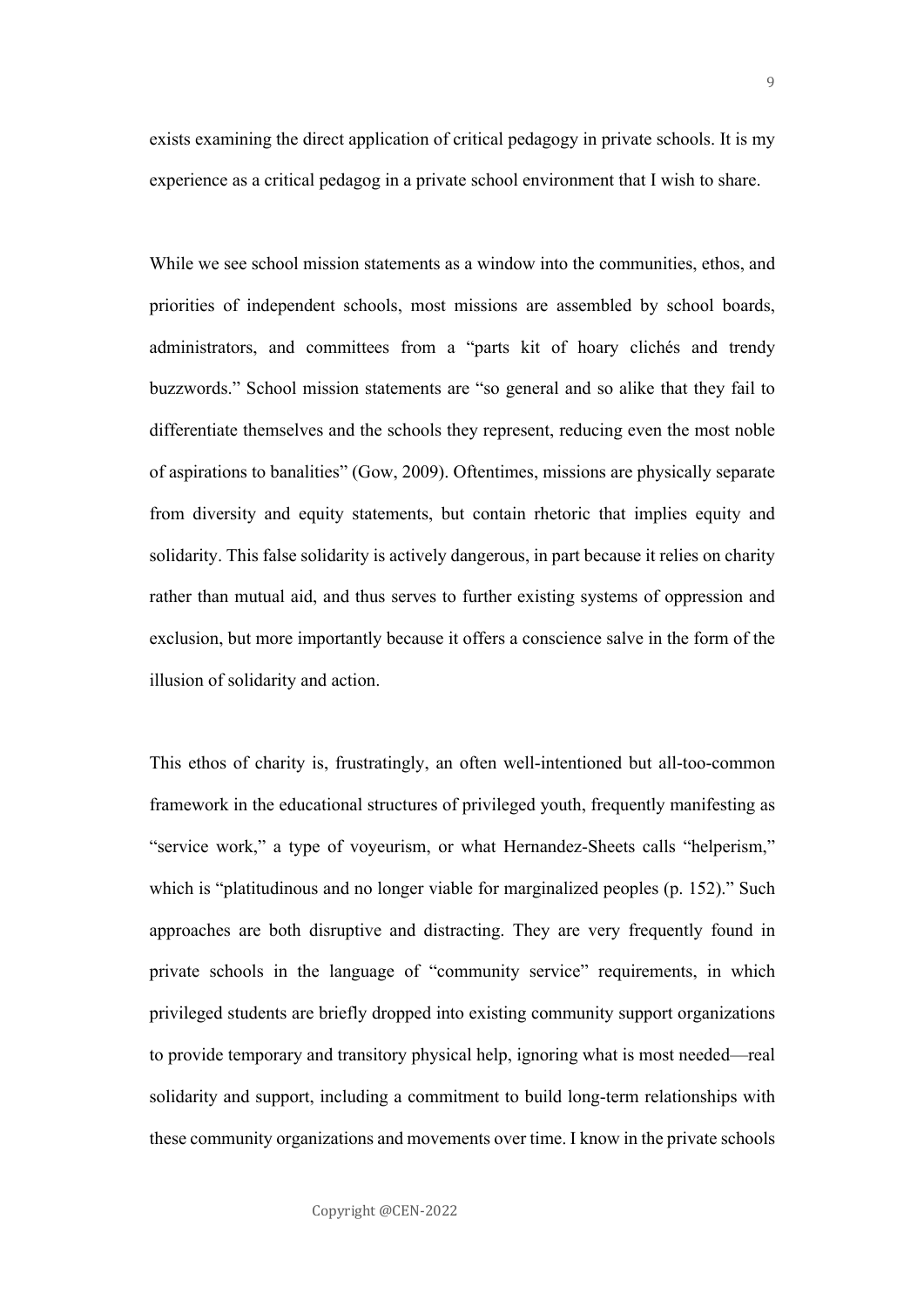exists examining the direct application of critical pedagogy in private schools. It is my experience as a critical pedagog in a private school environment that I wish to share.

While we see school mission statements as a window into the communities, ethos, and priorities of independent schools, most missions are assembled by school boards, administrators, and committees from a "parts kit of hoary clichés and trendy buzzwords." School mission statements are "so general and so alike that they fail to differentiate themselves and the schools they represent, reducing even the most noble of aspirations to banalities" (Gow, 2009). Oftentimes, missions are physically separate from diversity and equity statements, but contain rhetoric that implies equity and solidarity. This false solidarity is actively dangerous, in part because it relies on charity rather than mutual aid, and thus serves to further existing systems of oppression and exclusion, but more importantly because it offers a conscience salve in the form of the illusion of solidarity and action.

This ethos of charity is, frustratingly, an often well-intentioned but all-too-common framework in the educational structures of privileged youth, frequently manifesting as "service work," a type of voyeurism, or what Hernandez-Sheets calls "helperism," which is "platitudinous and no longer viable for marginalized peoples (p. 152)." Such approaches are both disruptive and distracting. They are very frequently found in private schools in the language of "community service" requirements, in which privileged students are briefly dropped into existing community support organizations to provide temporary and transitory physical help, ignoring what is most needed—real solidarity and support, including a commitment to build long-term relationships with these community organizations and movements over time. I know in the private schools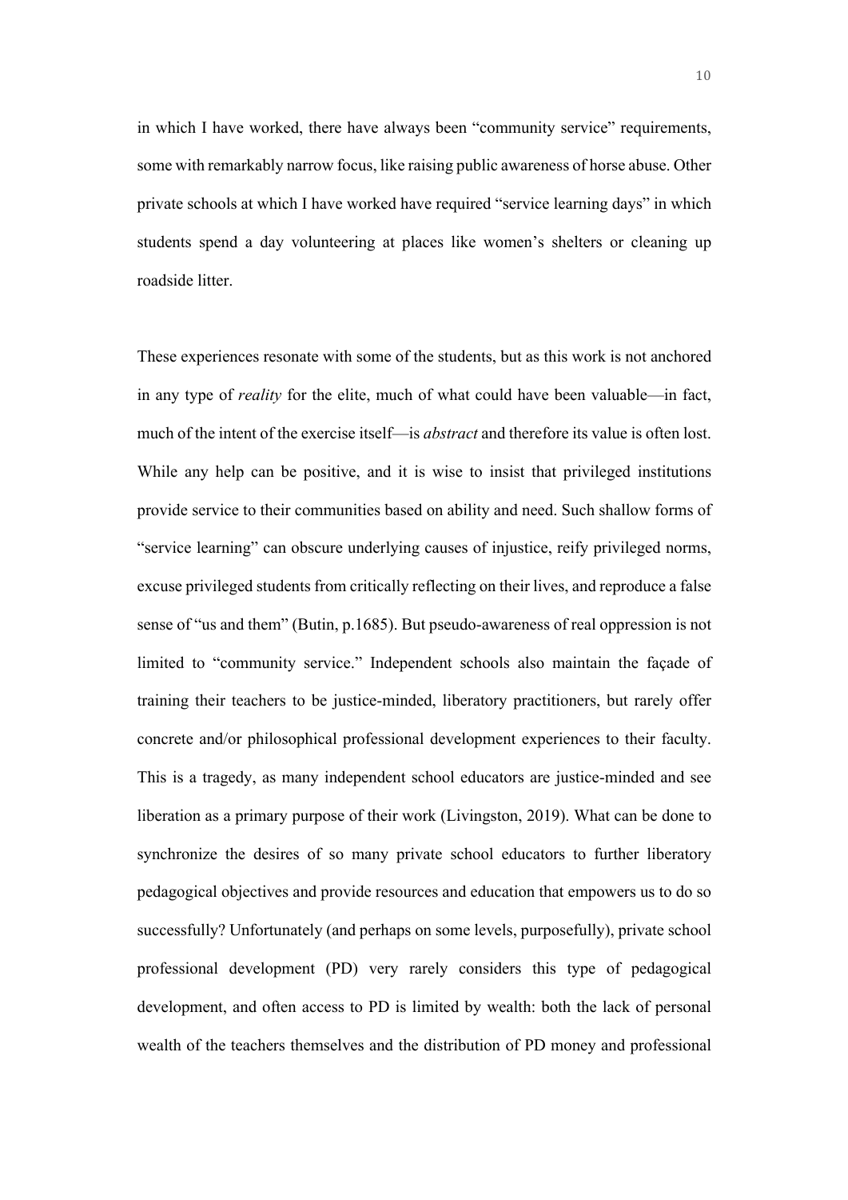in which I have worked, there have always been "community service" requirements, some with remarkably narrow focus, like raising public awareness of horse abuse. Other private schools at which I have worked have required "service learning days" in which students spend a day volunteering at places like women's shelters or cleaning up roadside litter.

These experiences resonate with some of the students, but as this work is not anchored in any type of *reality* for the elite, much of what could have been valuable—in fact, much of the intent of the exercise itself—is *abstract* and therefore its value is often lost. While any help can be positive, and it is wise to insist that privileged institutions provide service to their communities based on ability and need. Such shallow forms of "service learning" can obscure underlying causes of injustice, reify privileged norms, excuse privileged students from critically reflecting on their lives, and reproduce a false sense of "us and them" (Butin, p.1685). But pseudo-awareness of real oppression is not limited to "community service." Independent schools also maintain the façade of training their teachers to be justice-minded, liberatory practitioners, but rarely offer concrete and/or philosophical professional development experiences to their faculty. This is a tragedy, as many independent school educators are justice-minded and see liberation as a primary purpose of their work (Livingston, 2019). What can be done to synchronize the desires of so many private school educators to further liberatory pedagogical objectives and provide resources and education that empowers us to do so successfully? Unfortunately (and perhaps on some levels, purposefully), private school professional development (PD) very rarely considers this type of pedagogical development, and often access to PD is limited by wealth: both the lack of personal wealth of the teachers themselves and the distribution of PD money and professional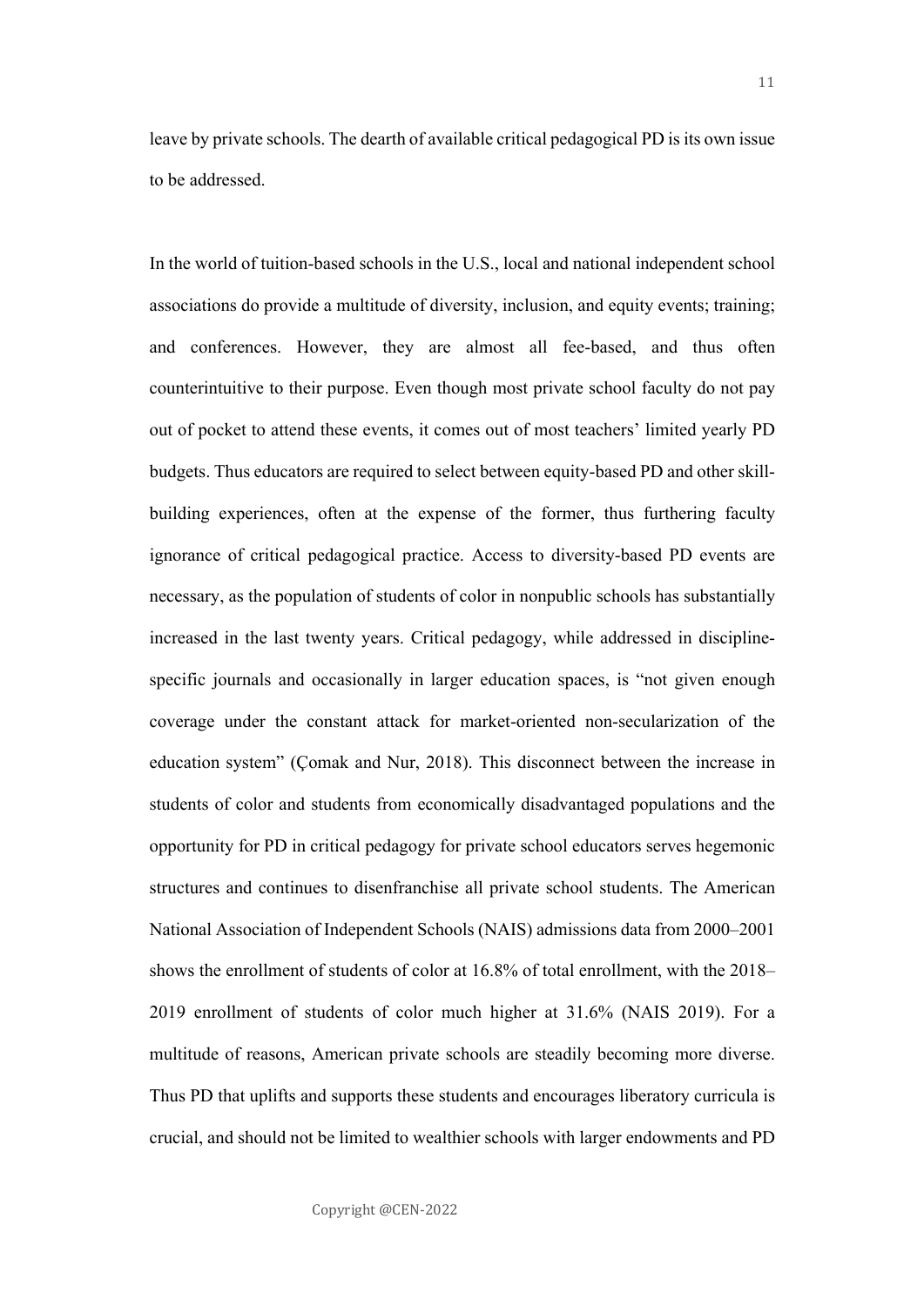leave by private schools. The dearth of available critical pedagogical PD is its own issue to be addressed.

In the world of tuition-based schools in the U.S., local and national independent school associations do provide a multitude of diversity, inclusion, and equity events; training; and conferences. However, they are almost all fee-based, and thus often counterintuitive to their purpose. Even though most private school faculty do not pay out of pocket to attend these events, it comes out of most teachers' limited yearly PD budgets. Thus educators are required to select between equity-based PD and other skill-building experiences, often at the expense of the former, thus furthering faculty ignorance of critical pedagogical practice. Access to diversity-based PD events are necessary, as the population of students of color in nonpublic schools has substantially increased in the last twenty years. Critical pedagogy, while addressed in discipline-specific journals and occasionally in larger education spaces, is "not given enough coverage under the constant attack for market-oriented non-secularization of the education system" (Çomak and Nur, 2018). This disconnect between the increase in students of color and students from economically disadvantaged populations and the opportunity for PD in critical pedagogy for private school educators serves hegemonic structures and continues to disenfranchise all private school students. The American National Association of Independent Schools (NAIS) admissions data from 2000–2001 shows the enrollment of students of color at 16.8% of total enrollment, with the 2018–2019 enrollment of students of color much higher at 31.6% (NAIS 2019). For a multitude of reasons, American private schools are steadily becoming more diverse. Thus PD that uplifts and supports these students and encourages liberatory curricula is crucial, and should not be limited to wealthier schools with larger endowments and PD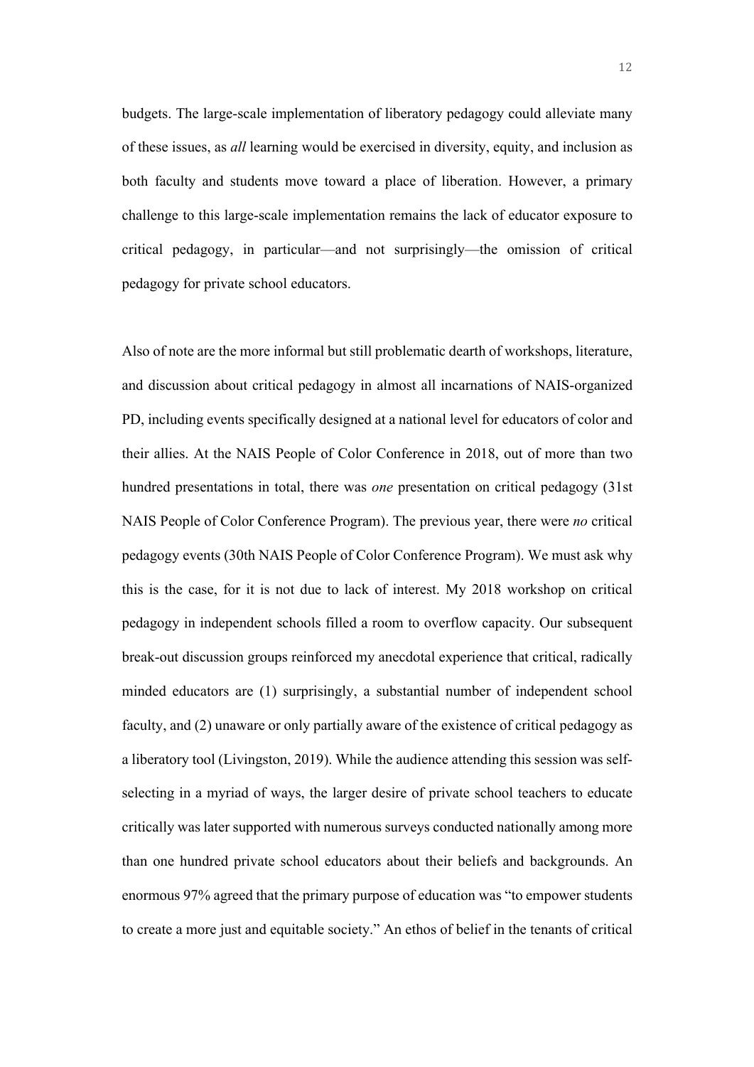budgets. The large-scale implementation of liberatory pedagogy could alleviate many of these issues, as *all* learning would be exercised in diversity, equity, and inclusion as both faculty and students move toward a place of liberation. However, a primary challenge to this large-scale implementation remains the lack of educator exposure to critical pedagogy, in particular—and not surprisingly—the omission of critical pedagogy for private school educators.

Also of note are the more informal but still problematic dearth of workshops, literature, and discussion about critical pedagogy in almost all incarnations of NAIS-organized PD, including events specifically designed at a national level for educators of color and their allies. At the NAIS People of Color Conference in 2018, out of more than two hundred presentations in total, there was *one* presentation on critical pedagogy (31st NAIS People of Color Conference Program). The previous year, there were *no* critical pedagogy events (30th NAIS People of Color Conference Program). We must ask why this is the case, for it is not due to lack of interest. My 2018 workshop on critical pedagogy in independent schools filled a room to overflow capacity. Our subsequent break-out discussion groups reinforced my anecdotal experience that critical, radically minded educators are (1) surprisingly, a substantial number of independent school faculty, and (2) unaware or only partially aware of the existence of critical pedagogy as a liberatory tool (Livingston, 2019). While the audience attending this session was self-selecting in a myriad of ways, the larger desire of private school teachers to educate critically was later supported with numerous surveys conducted nationally among more than one hundred private school educators about their beliefs and backgrounds. An enormous 97% agreed that the primary purpose of education was "to empower students to create a more just and equitable society." An ethos of belief in the tenants of critical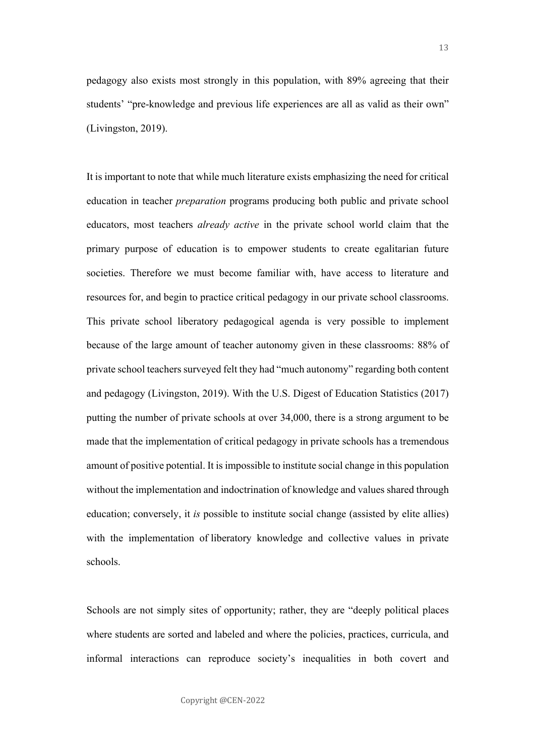pedagogy also exists most strongly in this population, with 89% agreeing that their students' "pre-knowledge and previous life experiences are all as valid as their own" (Livingston, 2019).

It is important to note that while much literature exists emphasizing the need for critical education in teacher *preparation* programs producing both public and private school educators, most teachers *already active* in the private school world claim that the primary purpose of education is to empower students to create egalitarian future societies. Therefore we must become familiar with, have access to literature and resources for, and begin to practice critical pedagogy in our private school classrooms. This private school liberatory pedagogical agenda is very possible to implement because of the large amount of teacher autonomy given in these classrooms: 88% of private school teachers surveyed felt they had "much autonomy" regarding both content and pedagogy (Livingston, 2019). With the U.S. Digest of Education Statistics (2017) putting the number of private schools at over 34,000, there is a strong argument to be made that the implementation of critical pedagogy in private schools has a tremendous amount of positive potential. It is impossible to institute social change in this population without the implementation and indoctrination of knowledge and values shared through education; conversely, it *is* possible to institute social change (assisted by elite allies) with the implementation of liberatory knowledge and collective values in private schools.

Schools are not simply sites of opportunity; rather, they are "deeply political places where students are sorted and labeled and where the policies, practices, curricula, and informal interactions can reproduce society's inequalities in both covert and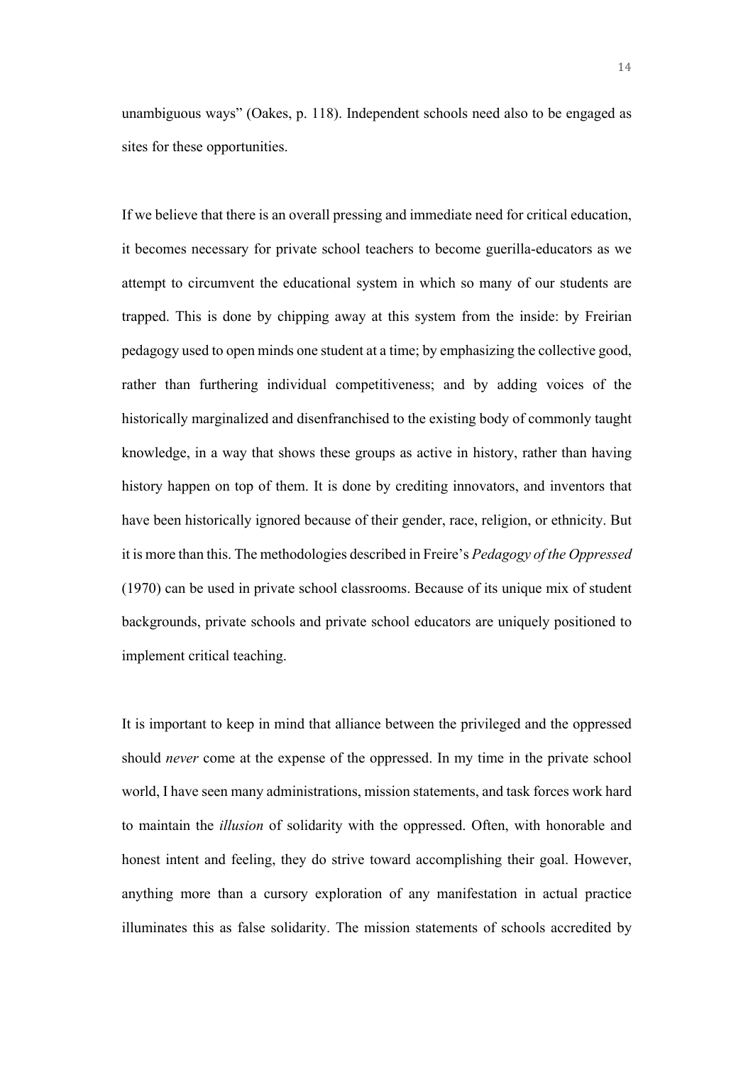unambiguous ways" (Oakes, p. 118). Independent schools need also to be engaged as sites for these opportunities.

If we believe that there is an overall pressing and immediate need for critical education, it becomes necessary for private school teachers to become guerilla-educators as we attempt to circumvent the educational system in which so many of our students are trapped. This is done by chipping away at this system from the inside: by Freirian pedagogy used to open minds one student at a time; by emphasizing the collective good, rather than furthering individual competitiveness; and by adding voices of the historically marginalized and disenfranchised to the existing body of commonly taught knowledge, in a way that shows these groups as active in history, rather than having history happen on top of them. It is done by crediting innovators, and inventors that have been historically ignored because of their gender, race, religion, or ethnicity. But it is more than this. The methodologies described in Freire's *Pedagogy of the Oppressed* (1970) can be used in private school classrooms. Because of its unique mix of student backgrounds, private schools and private school educators are uniquely positioned to implement critical teaching.

It is important to keep in mind that alliance between the privileged and the oppressed should *never* come at the expense of the oppressed. In my time in the private school world, I have seen many administrations, mission statements, and task forces work hard to maintain the *illusion* of solidarity with the oppressed. Often, with honorable and honest intent and feeling, they do strive toward accomplishing their goal. However, anything more than a cursory exploration of any manifestation in actual practice illuminates this as false solidarity. The mission statements of schools accredited by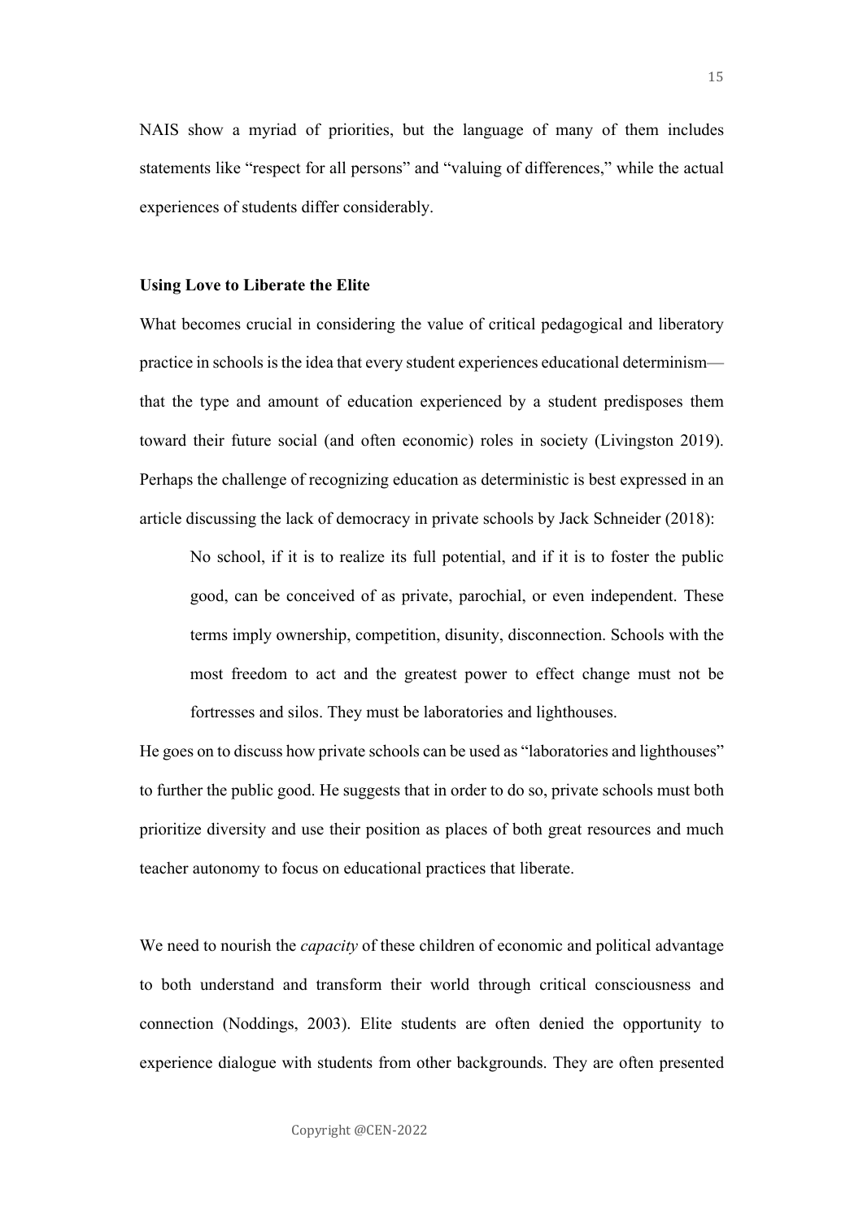NAIS show a myriad of priorities, but the language of many of them includes statements like "respect for all persons" and "valuing of differences," while the actual experiences of students differ considerably.

**Using Love to Liberate the Elite**

What becomes crucial in considering the value of critical pedagogical and liberatory practice in schools is the idea that every student experiences educational determinism—that the type and amount of education experienced by a student predisposes them toward their future social (and often economic) roles in society (Livingston 2019). Perhaps the challenge of recognizing education as deterministic is best expressed in an article discussing the lack of democracy in private schools by Jack Schneider (2018):

> No school, if it is to realize its full potential, and if it is to foster the public good, can be conceived of as private, parochial, or even independent. These terms imply ownership, competition, disunity, disconnection. Schools with the most freedom to act and the greatest power to effect change must not be fortresses and silos. They must be laboratories and lighthouses.

He goes on to discuss how private schools can be used as "laboratories and lighthouses" to further the public good. He suggests that in order to do so, private schools must both prioritize diversity and use their position as places of both great resources and much teacher autonomy to focus on educational practices that liberate.

We need to nourish the *capacity* of these children of economic and political advantage to both understand and transform their world through critical consciousness and connection (Noddings, 2003). Elite students are often denied the opportunity to experience dialogue with students from other backgrounds. They are often presented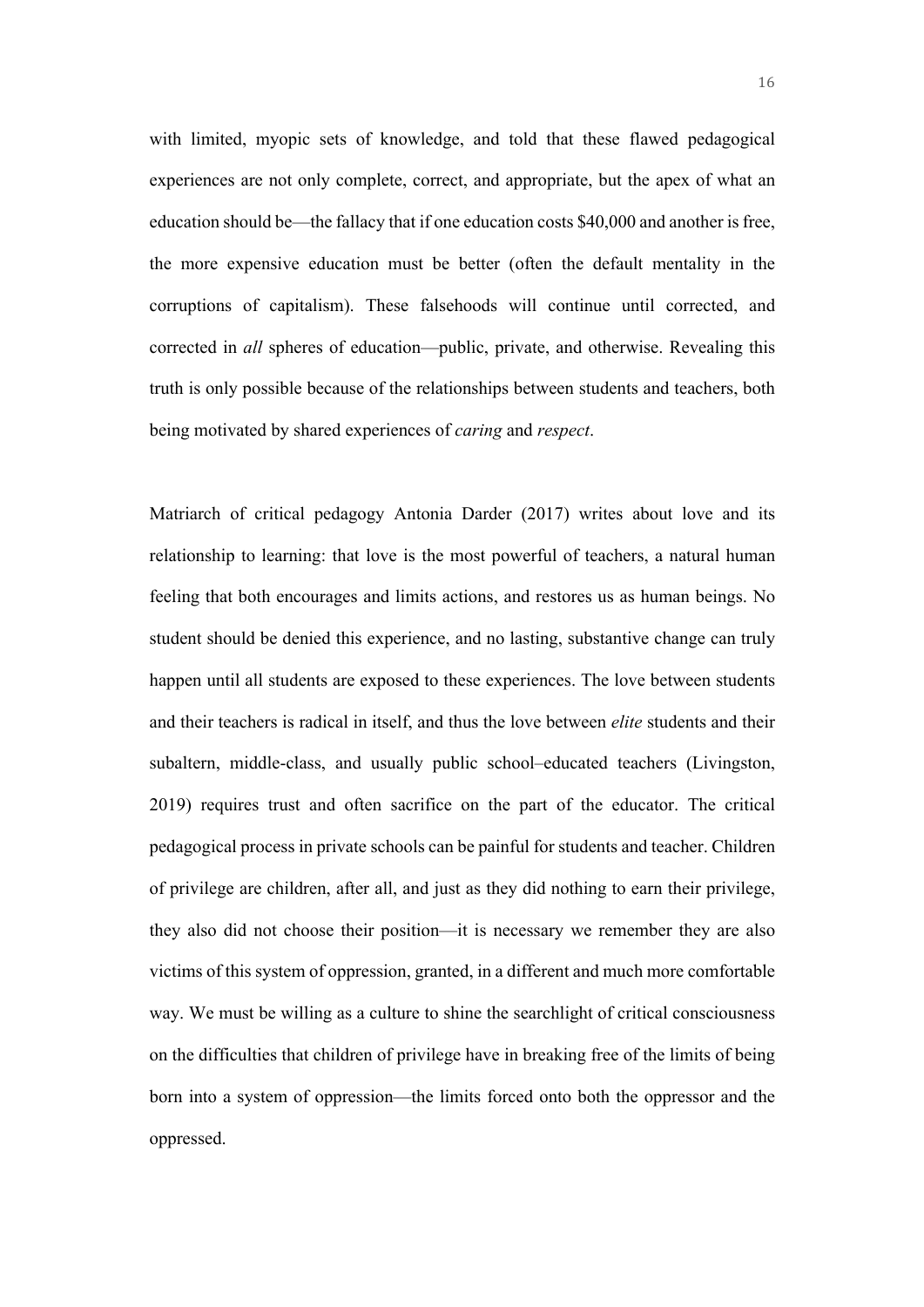with limited, myopic sets of knowledge, and told that these flawed pedagogical experiences are not only complete, correct, and appropriate, but the apex of what an education should be—the fallacy that if one education costs $40,000 and another is free, the more expensive education must be better (often the default mentality in the corruptions of capitalism). These falsehoods will continue until corrected, and corrected in *all* spheres of education—public, private, and otherwise. Revealing this truth is only possible because of the relationships between students and teachers, both being motivated by shared experiences of *caring* and *respect*.

Matriarch of critical pedagogy Antonia Darder (2017) writes about love and its relationship to learning: that love is the most powerful of teachers, a natural human feeling that both encourages and limits actions, and restores us as human beings. No student should be denied this experience, and no lasting, substantive change can truly happen until all students are exposed to these experiences. The love between students and their teachers is radical in itself, and thus the love between *elite* students and their subaltern, middle-class, and usually public school–educated teachers (Livingston, 2019) requires trust and often sacrifice on the part of the educator. The critical pedagogical process in private schools can be painful for students and teacher. Children of privilege are children, after all, and just as they did nothing to earn their privilege, they also did not choose their position—it is necessary we remember they are also victims of this system of oppression, granted, in a different and much more comfortable way. We must be willing as a culture to shine the searchlight of critical consciousness on the difficulties that children of privilege have in breaking free of the limits of being born into a system of oppression—the limits forced onto both the oppressor and the oppressed.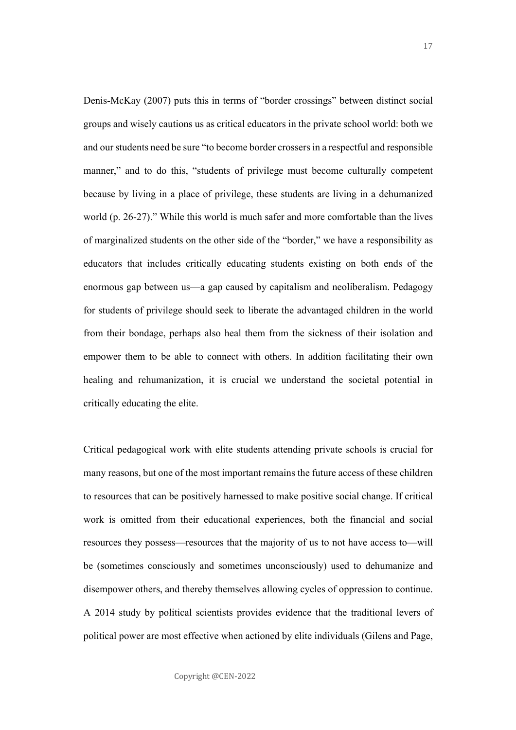Denis-McKay (2007) puts this in terms of "border crossings" between distinct social groups and wisely cautions us as critical educators in the private school world: both we and our students need be sure "to become border crossers in a respectful and responsible manner," and to do this, "students of privilege must become culturally competent because by living in a place of privilege, these students are living in a dehumanized world (p. 26-27)." While this world is much safer and more comfortable than the lives of marginalized students on the other side of the "border," we have a responsibility as educators that includes critically educating students existing on both ends of the enormous gap between us—a gap caused by capitalism and neoliberalism. Pedagogy for students of privilege should seek to liberate the advantaged children in the world from their bondage, perhaps also heal them from the sickness of their isolation and empower them to be able to connect with others. In addition facilitating their own healing and rehumanization, it is crucial we understand the societal potential in critically educating the elite.

Critical pedagogical work with elite students attending private schools is crucial for many reasons, but one of the most important remains the future access of these children to resources that can be positively harnessed to make positive social change. If critical work is omitted from their educational experiences, both the financial and social resources they possess—resources that the majority of us to not have access to—will be (sometimes consciously and sometimes unconsciously) used to dehumanize and disempower others, and thereby themselves allowing cycles of oppression to continue. A 2014 study by political scientists provides evidence that the traditional levers of political power are most effective when actioned by elite individuals (Gilens and Page,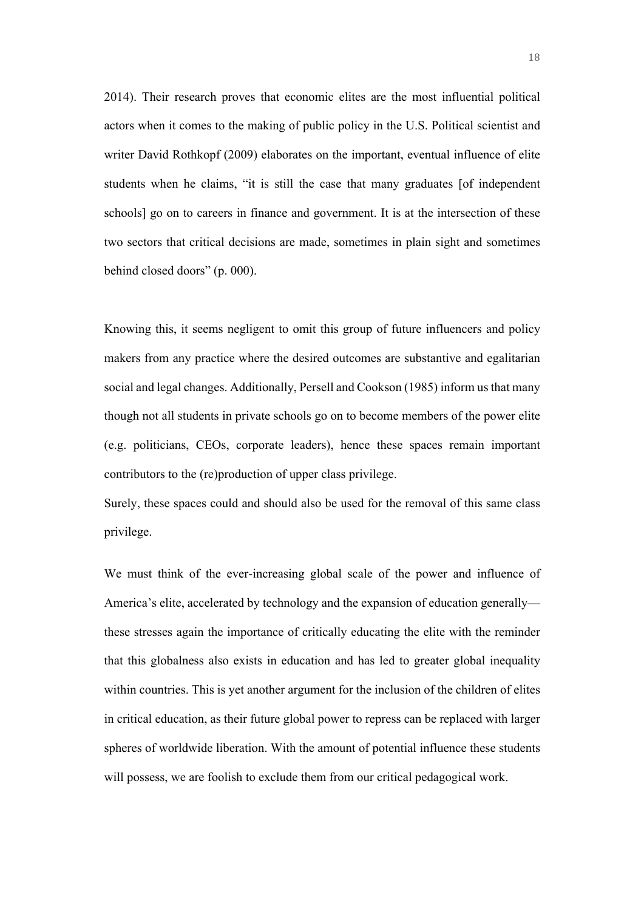2014). Their research proves that economic elites are the most influential political actors when it comes to the making of public policy in the U.S. Political scientist and writer David Rothkopf (2009) elaborates on the important, eventual influence of elite students when he claims, "it is still the case that many graduates [of independent schools] go on to careers in finance and government. It is at the intersection of these two sectors that critical decisions are made, sometimes in plain sight and sometimes behind closed doors" (p. 000).

Knowing this, it seems negligent to omit this group of future influencers and policy makers from any practice where the desired outcomes are substantive and egalitarian social and legal changes. Additionally, Persell and Cookson (1985) inform us that many though not all students in private schools go on to become members of the power elite (e.g. politicians, CEOs, corporate leaders), hence these spaces remain important contributors to the (re)production of upper class privilege.

Surely, these spaces could and should also be used for the removal of this same class privilege.

We must think of the ever-increasing global scale of the power and influence of America's elite, accelerated by technology and the expansion of education generally—these stresses again the importance of critically educating the elite with the reminder that this globalness also exists in education and has led to greater global inequality within countries. This is yet another argument for the inclusion of the children of elites in critical education, as their future global power to repress can be replaced with larger spheres of worldwide liberation. With the amount of potential influence these students will possess, we are foolish to exclude them from our critical pedagogical work.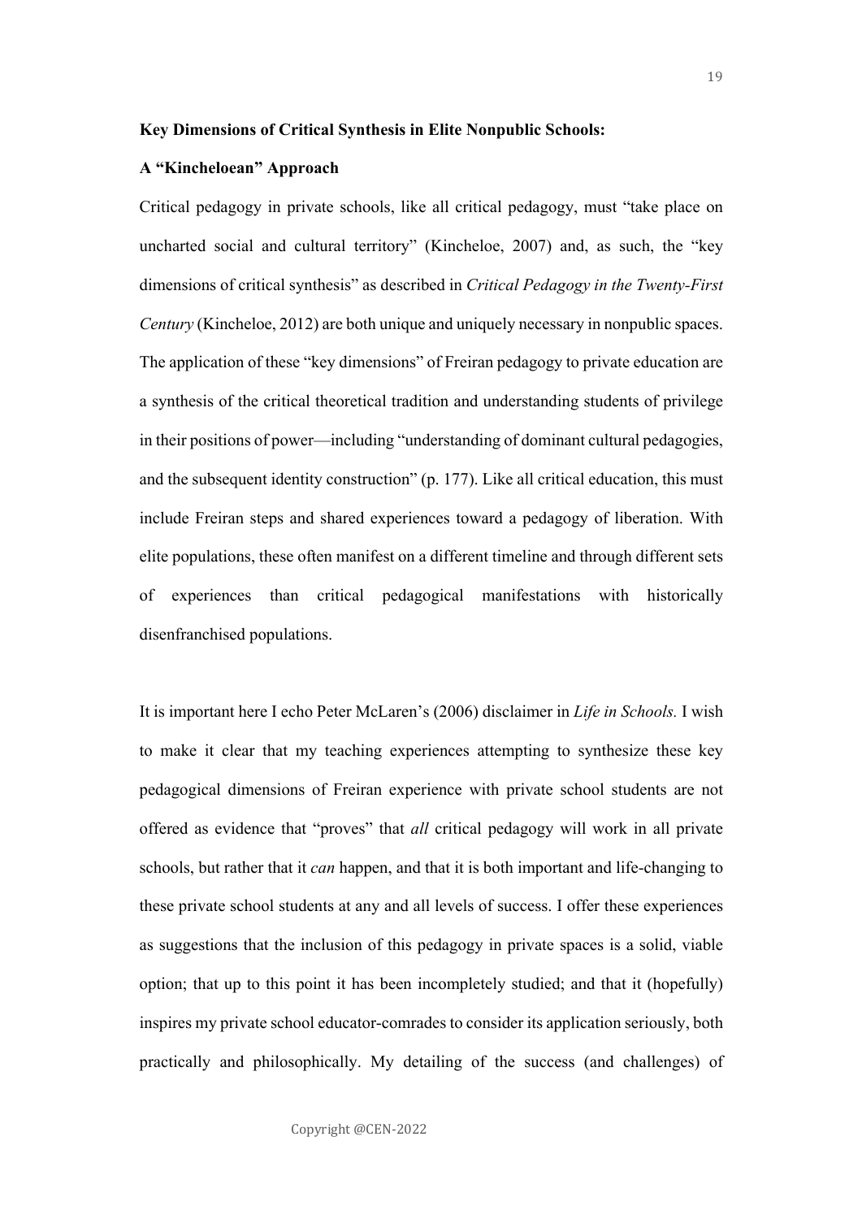**Key Dimensions of Critical Synthesis in Elite Nonpublic Schools:**

**A "Kincheloean" Approach**

Critical pedagogy in private schools, like all critical pedagogy, must "take place on uncharted social and cultural territory" (Kincheloe, 2007) and, as such, the "key dimensions of critical synthesis" as described in *Critical Pedagogy in the Twenty-First Century* (Kincheloe, 2012) are both unique and uniquely necessary in nonpublic spaces. The application of these "key dimensions" of Freiran pedagogy to private education are a synthesis of the critical theoretical tradition and understanding students of privilege in their positions of power—including "understanding of dominant cultural pedagogies, and the subsequent identity construction" (p. 177). Like all critical education, this must include Freiran steps and shared experiences toward a pedagogy of liberation. With elite populations, these often manifest on a different timeline and through different sets of experiences than critical pedagogical manifestations with historically disenfranchised populations.

It is important here I echo Peter McLaren's (2006) disclaimer in *Life in Schools.* I wish to make it clear that my teaching experiences attempting to synthesize these key pedagogical dimensions of Freiran experience with private school students are not offered as evidence that "proves" that *all* critical pedagogy will work in all private schools, but rather that it *can* happen, and that it is both important and life-changing to these private school students at any and all levels of success. I offer these experiences as suggestions that the inclusion of this pedagogy in private spaces is a solid, viable option; that up to this point it has been incompletely studied; and that it (hopefully) inspires my private school educator-comrades to consider its application seriously, both practically and philosophically. My detailing of the success (and challenges) of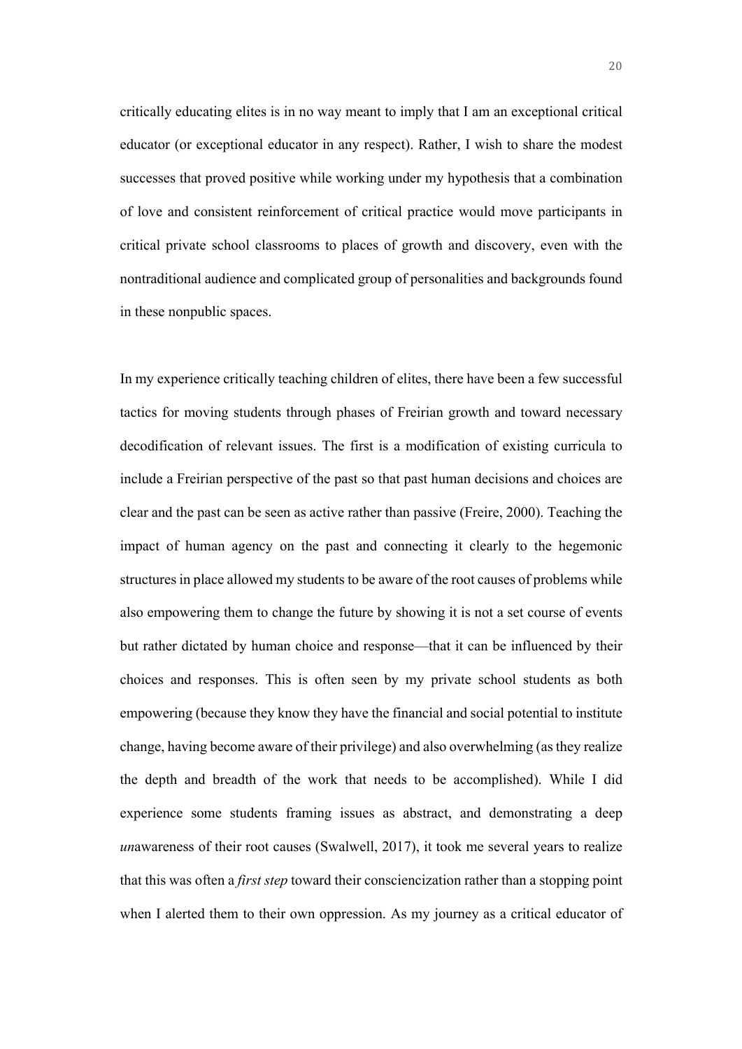critically educating elites is in no way meant to imply that I am an exceptional critical educator (or exceptional educator in any respect). Rather, I wish to share the modest successes that proved positive while working under my hypothesis that a combination of love and consistent reinforcement of critical practice would move participants in critical private school classrooms to places of growth and discovery, even with the nontraditional audience and complicated group of personalities and backgrounds found in these nonpublic spaces.

In my experience critically teaching children of elites, there have been a few successful tactics for moving students through phases of Freirian growth and toward necessary decodification of relevant issues. The first is a modification of existing curricula to include a Freirian perspective of the past so that past human decisions and choices are clear and the past can be seen as active rather than passive (Freire, 2000). Teaching the impact of human agency on the past and connecting it clearly to the hegemonic structures in place allowed my students to be aware of the root causes of problems while also empowering them to change the future by showing it is not a set course of events but rather dictated by human choice and response—that it can be influenced by their choices and responses. This is often seen by my private school students as both empowering (because they know they have the financial and social potential to institute change, having become aware of their privilege) and also overwhelming (as they realize the depth and breadth of the work that needs to be accomplished). While I did experience some students framing issues as abstract, and demonstrating a deep *un*awareness of their root causes (Swalwell, 2017), it took me several years to realize that this was often a *first step* toward their consciencization rather than a stopping point when I alerted them to their own oppression. As my journey as a critical educator of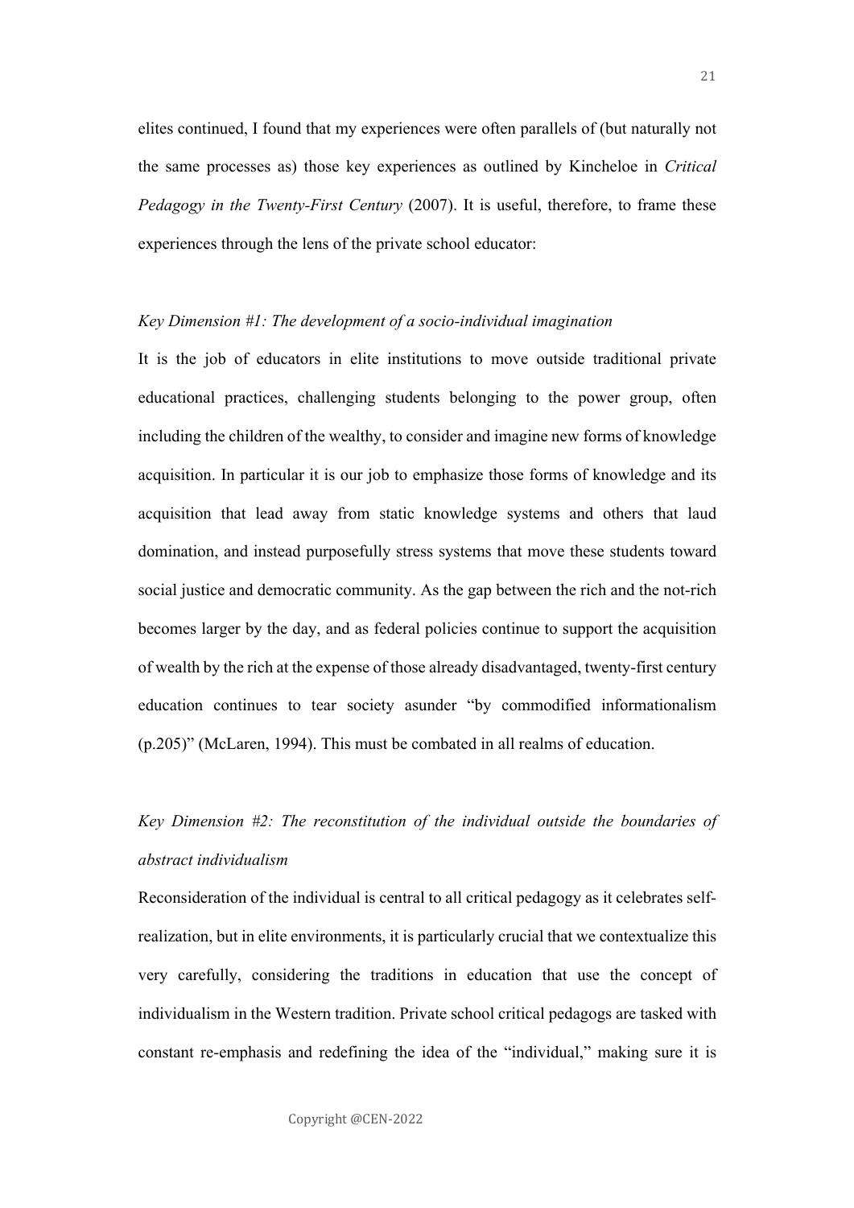elites continued, I found that my experiences were often parallels of (but naturally not the same processes as) those key experiences as outlined by Kincheloe in *Critical Pedagogy in the Twenty-First Century* (2007). It is useful, therefore, to frame these experiences through the lens of the private school educator:

*Key Dimension #1: The development of a socio-individual imagination*

It is the job of educators in elite institutions to move outside traditional private educational practices, challenging students belonging to the power group, often including the children of the wealthy, to consider and imagine new forms of knowledge acquisition. In particular it is our job to emphasize those forms of knowledge and its acquisition that lead away from static knowledge systems and others that laud domination, and instead purposefully stress systems that move these students toward social justice and democratic community. As the gap between the rich and the not-rich becomes larger by the day, and as federal policies continue to support the acquisition of wealth by the rich at the expense of those already disadvantaged, twenty-first century education continues to tear society asunder "by commodified informationalism (p.205)" (McLaren, 1994). This must be combated in all realms of education.

*Key Dimension #2: The reconstitution of the individual outside the boundaries of abstract individualism*

Reconsideration of the individual is central to all critical pedagogy as it celebrates self-realization, but in elite environments, it is particularly crucial that we contextualize this very carefully, considering the traditions in education that use the concept of individualism in the Western tradition. Private school critical pedagogs are tasked with constant re-emphasis and redefining the idea of the "individual," making sure it is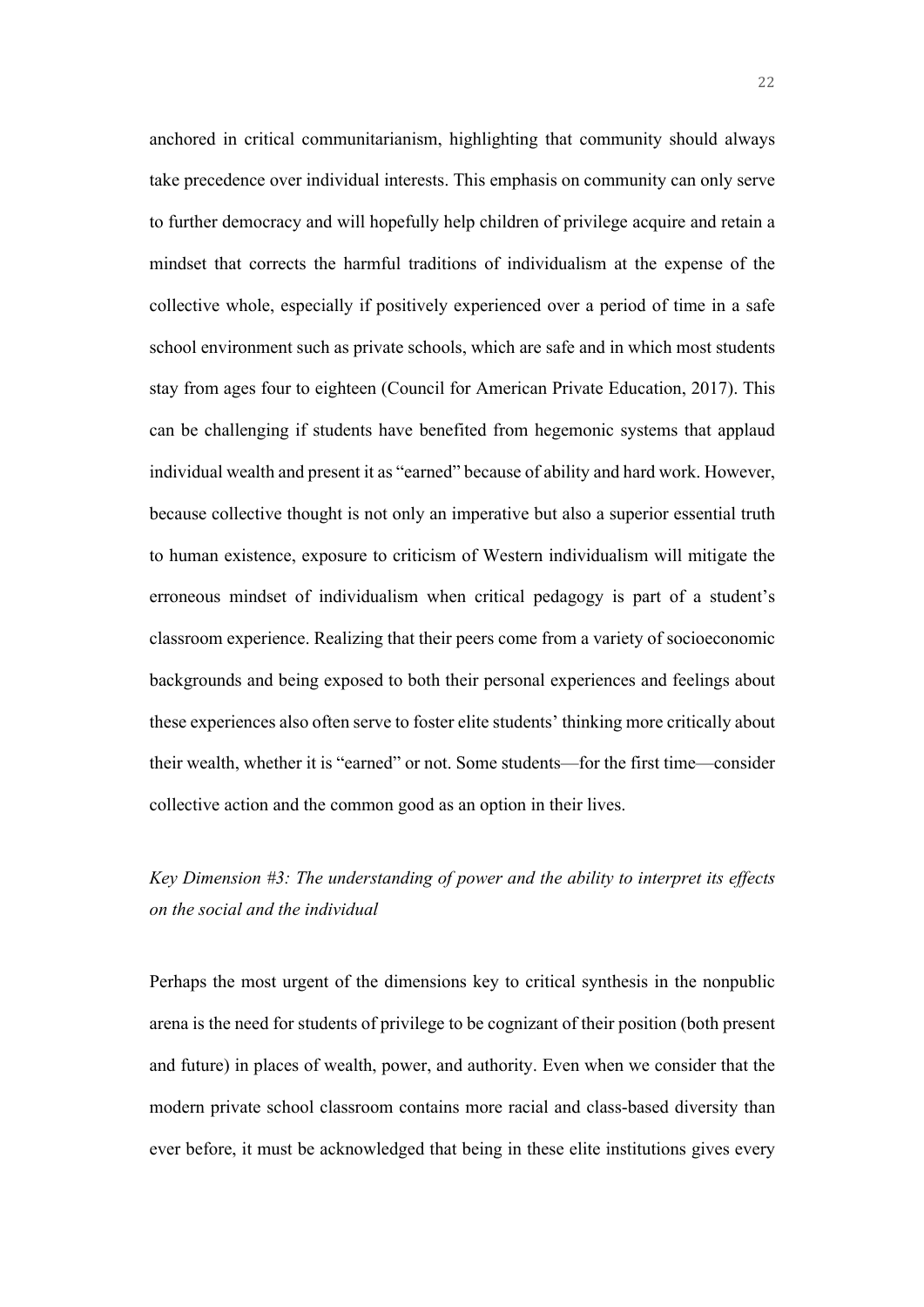anchored in critical communitarianism, highlighting that community should always take precedence over individual interests. This emphasis on community can only serve to further democracy and will hopefully help children of privilege acquire and retain a mindset that corrects the harmful traditions of individualism at the expense of the collective whole, especially if positively experienced over a period of time in a safe school environment such as private schools, which are safe and in which most students stay from ages four to eighteen (Council for American Private Education, 2017). This can be challenging if students have benefited from hegemonic systems that applaud individual wealth and present it as "earned" because of ability and hard work. However, because collective thought is not only an imperative but also a superior essential truth to human existence, exposure to criticism of Western individualism will mitigate the erroneous mindset of individualism when critical pedagogy is part of a student's classroom experience. Realizing that their peers come from a variety of socioeconomic backgrounds and being exposed to both their personal experiences and feelings about these experiences also often serve to foster elite students' thinking more critically about their wealth, whether it is "earned" or not. Some students—for the first time—consider collective action and the common good as an option in their lives.

*Key Dimension #3: The understanding of power and the ability to interpret its effects on the social and the individual*

Perhaps the most urgent of the dimensions key to critical synthesis in the nonpublic arena is the need for students of privilege to be cognizant of their position (both present and future) in places of wealth, power, and authority. Even when we consider that the modern private school classroom contains more racial and class-based diversity than ever before, it must be acknowledged that being in these elite institutions gives every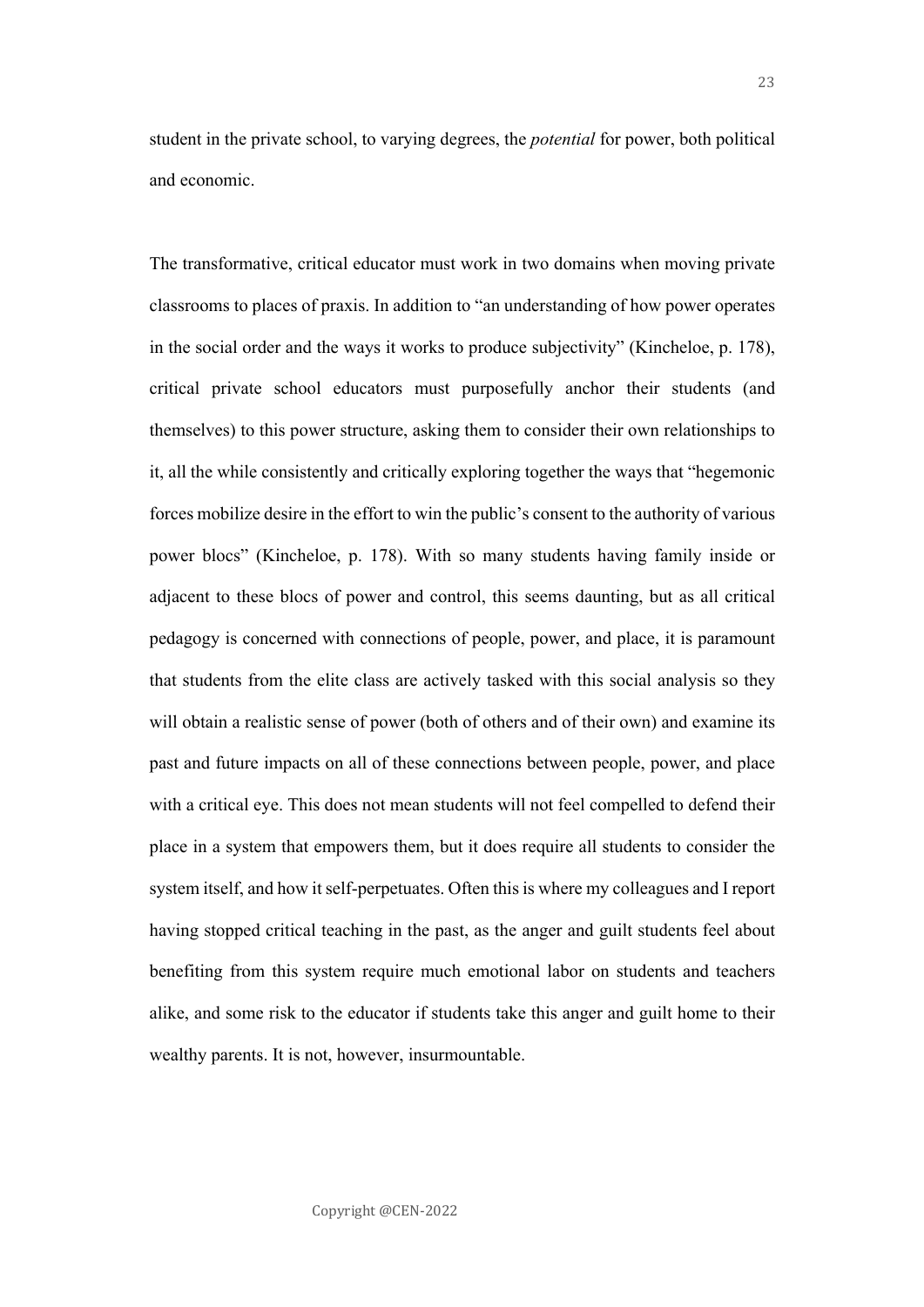student in the private school, to varying degrees, the *potential* for power, both political and economic.

The transformative, critical educator must work in two domains when moving private classrooms to places of praxis. In addition to "an understanding of how power operates in the social order and the ways it works to produce subjectivity" (Kincheloe, p. 178), critical private school educators must purposefully anchor their students (and themselves) to this power structure, asking them to consider their own relationships to it, all the while consistently and critically exploring together the ways that "hegemonic forces mobilize desire in the effort to win the public's consent to the authority of various power blocs" (Kincheloe, p. 178). With so many students having family inside or adjacent to these blocs of power and control, this seems daunting, but as all critical pedagogy is concerned with connections of people, power, and place, it is paramount that students from the elite class are actively tasked with this social analysis so they will obtain a realistic sense of power (both of others and of their own) and examine its past and future impacts on all of these connections between people, power, and place with a critical eye. This does not mean students will not feel compelled to defend their place in a system that empowers them, but it does require all students to consider the system itself, and how it self-perpetuates. Often this is where my colleagues and I report having stopped critical teaching in the past, as the anger and guilt students feel about benefiting from this system require much emotional labor on students and teachers alike, and some risk to the educator if students take this anger and guilt home to their wealthy parents. It is not, however, insurmountable.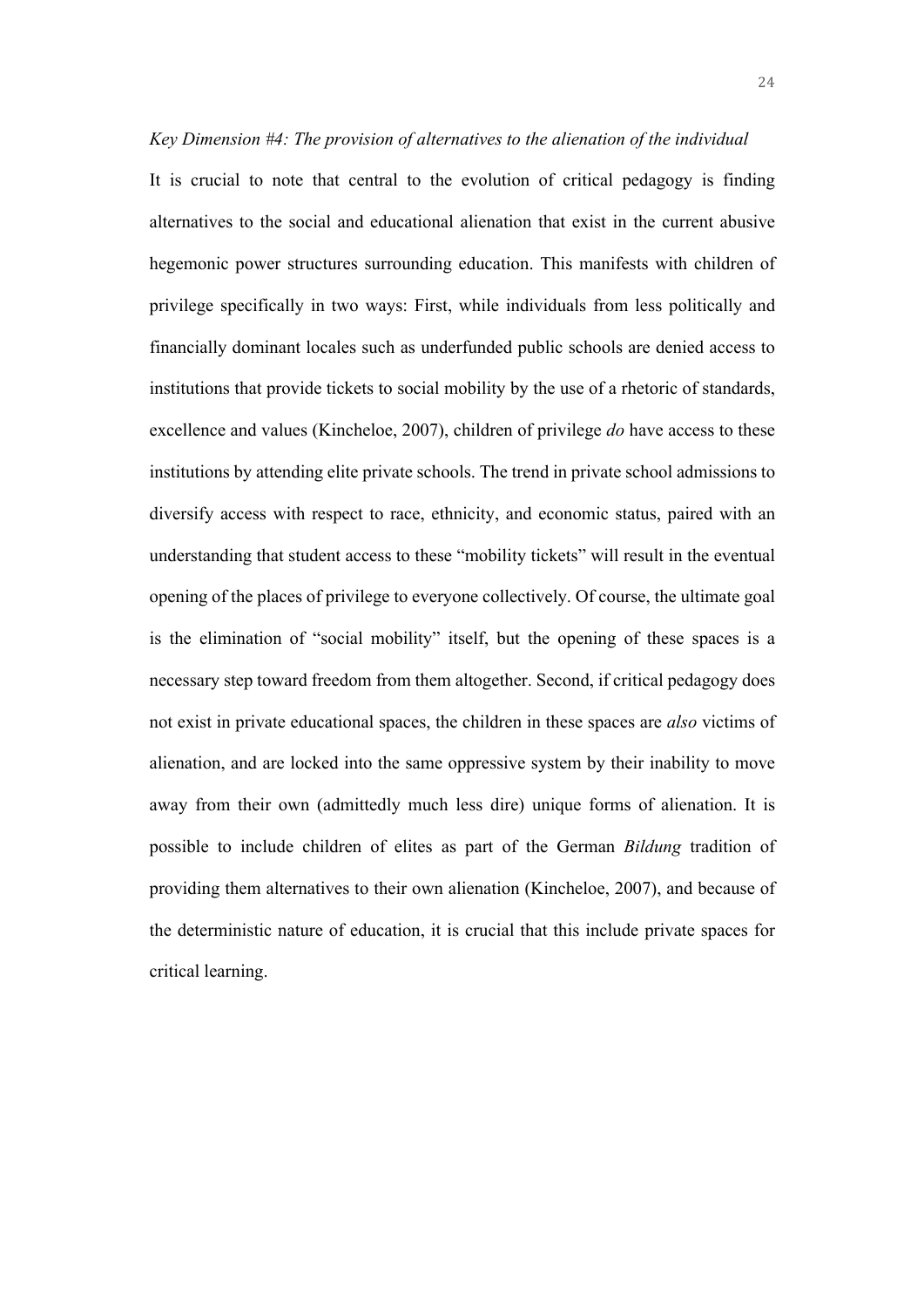*Key Dimension #4: The provision of alternatives to the alienation of the individual*

It is crucial to note that central to the evolution of critical pedagogy is finding alternatives to the social and educational alienation that exist in the current abusive hegemonic power structures surrounding education. This manifests with children of privilege specifically in two ways: First, while individuals from less politically and financially dominant locales such as underfunded public schools are denied access to institutions that provide tickets to social mobility by the use of a rhetoric of standards, excellence and values (Kincheloe, 2007), children of privilege *do* have access to these institutions by attending elite private schools. The trend in private school admissions to diversify access with respect to race, ethnicity, and economic status, paired with an understanding that student access to these "mobility tickets" will result in the eventual opening of the places of privilege to everyone collectively. Of course, the ultimate goal is the elimination of "social mobility" itself, but the opening of these spaces is a necessary step toward freedom from them altogether. Second, if critical pedagogy does not exist in private educational spaces, the children in these spaces are *also* victims of alienation, and are locked into the same oppressive system by their inability to move away from their own (admittedly much less dire) unique forms of alienation. It is possible to include children of elites as part of the German *Bildung* tradition of providing them alternatives to their own alienation (Kincheloe, 2007), and because of the deterministic nature of education, it is crucial that this include private spaces for critical learning.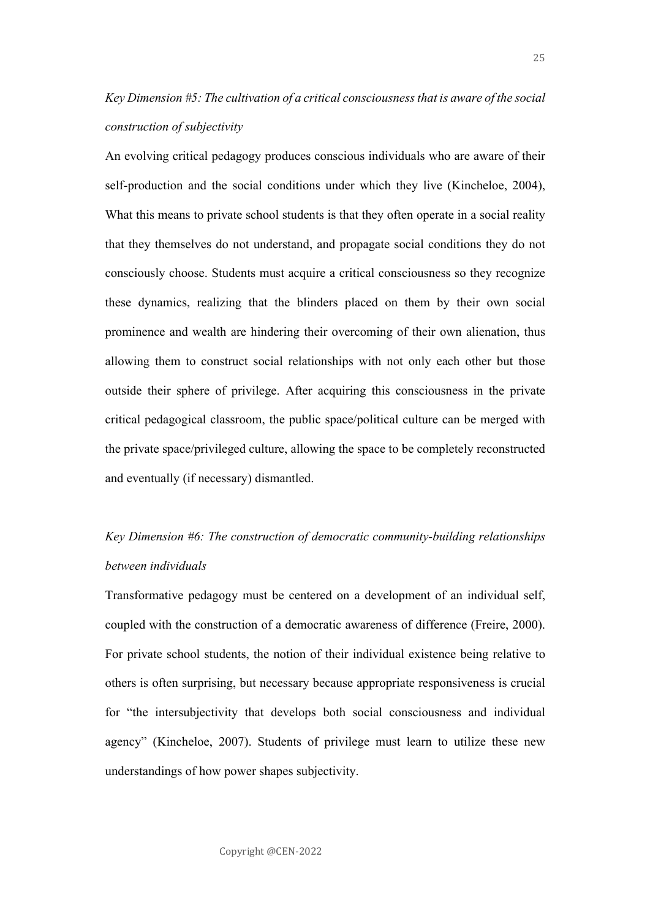*Key Dimension #5: The cultivation of a critical consciousness that is aware of the social construction of subjectivity*

An evolving critical pedagogy produces conscious individuals who are aware of their self-production and the social conditions under which they live (Kincheloe, 2004), What this means to private school students is that they often operate in a social reality that they themselves do not understand, and propagate social conditions they do not consciously choose. Students must acquire a critical consciousness so they recognize these dynamics, realizing that the blinders placed on them by their own social prominence and wealth are hindering their overcoming of their own alienation, thus allowing them to construct social relationships with not only each other but those outside their sphere of privilege. After acquiring this consciousness in the private critical pedagogical classroom, the public space/political culture can be merged with the private space/privileged culture, allowing the space to be completely reconstructed and eventually (if necessary) dismantled.

*Key Dimension #6: The construction of democratic community-building relationships between individuals*

Transformative pedagogy must be centered on a development of an individual self, coupled with the construction of a democratic awareness of difference (Freire, 2000). For private school students, the notion of their individual existence being relative to others is often surprising, but necessary because appropriate responsiveness is crucial for "the intersubjectivity that develops both social consciousness and individual agency" (Kincheloe, 2007). Students of privilege must learn to utilize these new understandings of how power shapes subjectivity.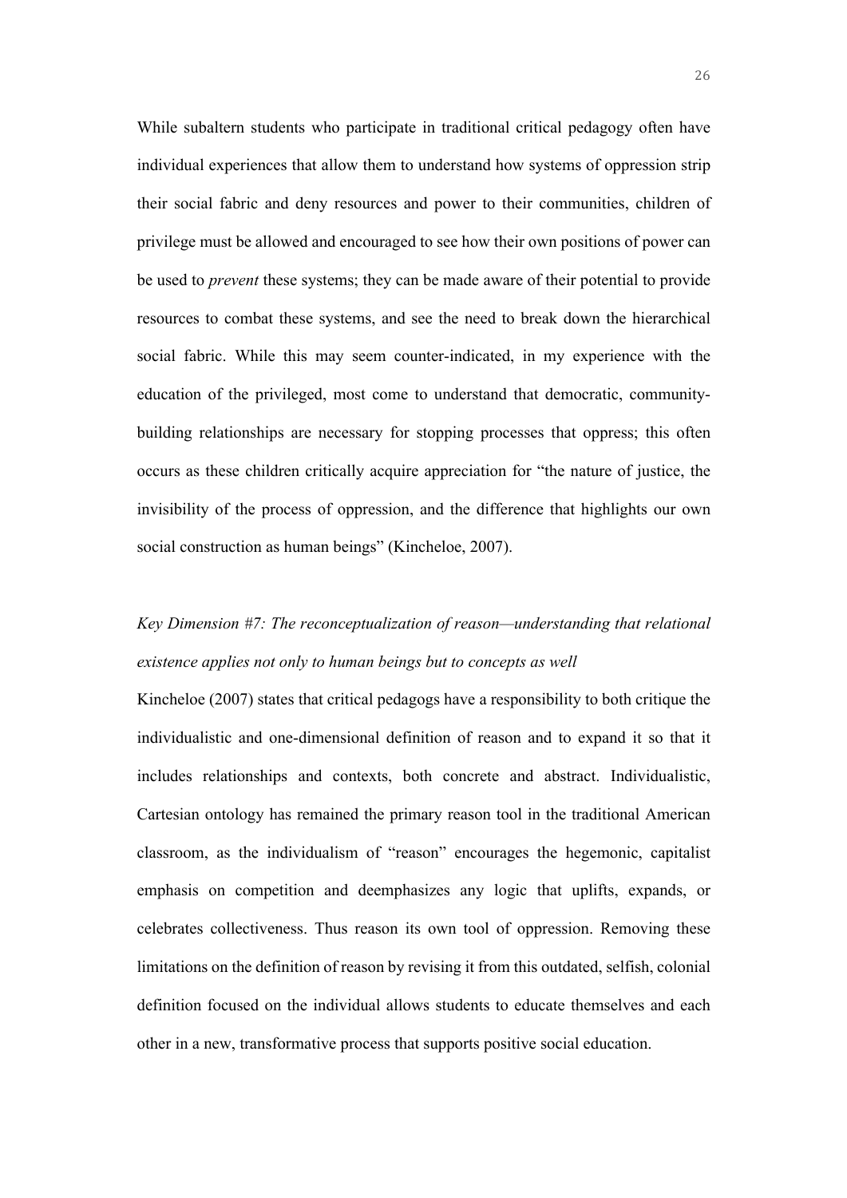While subaltern students who participate in traditional critical pedagogy often have individual experiences that allow them to understand how systems of oppression strip their social fabric and deny resources and power to their communities, children of privilege must be allowed and encouraged to see how their own positions of power can be used to *prevent* these systems; they can be made aware of their potential to provide resources to combat these systems, and see the need to break down the hierarchical social fabric. While this may seem counter-indicated, in my experience with the education of the privileged, most come to understand that democratic, community-building relationships are necessary for stopping processes that oppress; this often occurs as these children critically acquire appreciation for "the nature of justice, the invisibility of the process of oppression, and the difference that highlights our own social construction as human beings" (Kincheloe, 2007).

*Key Dimension #7: The reconceptualization of reason—understanding that relational existence applies not only to human beings but to concepts as well*

Kincheloe (2007) states that critical pedagogs have a responsibility to both critique the individualistic and one-dimensional definition of reason and to expand it so that it includes relationships and contexts, both concrete and abstract. Individualistic, Cartesian ontology has remained the primary reason tool in the traditional American classroom, as the individualism of "reason" encourages the hegemonic, capitalist emphasis on competition and deemphasizes any logic that uplifts, expands, or celebrates collectiveness. Thus reason its own tool of oppression. Removing these limitations on the definition of reason by revising it from this outdated, selfish, colonial definition focused on the individual allows students to educate themselves and each other in a new, transformative process that supports positive social education.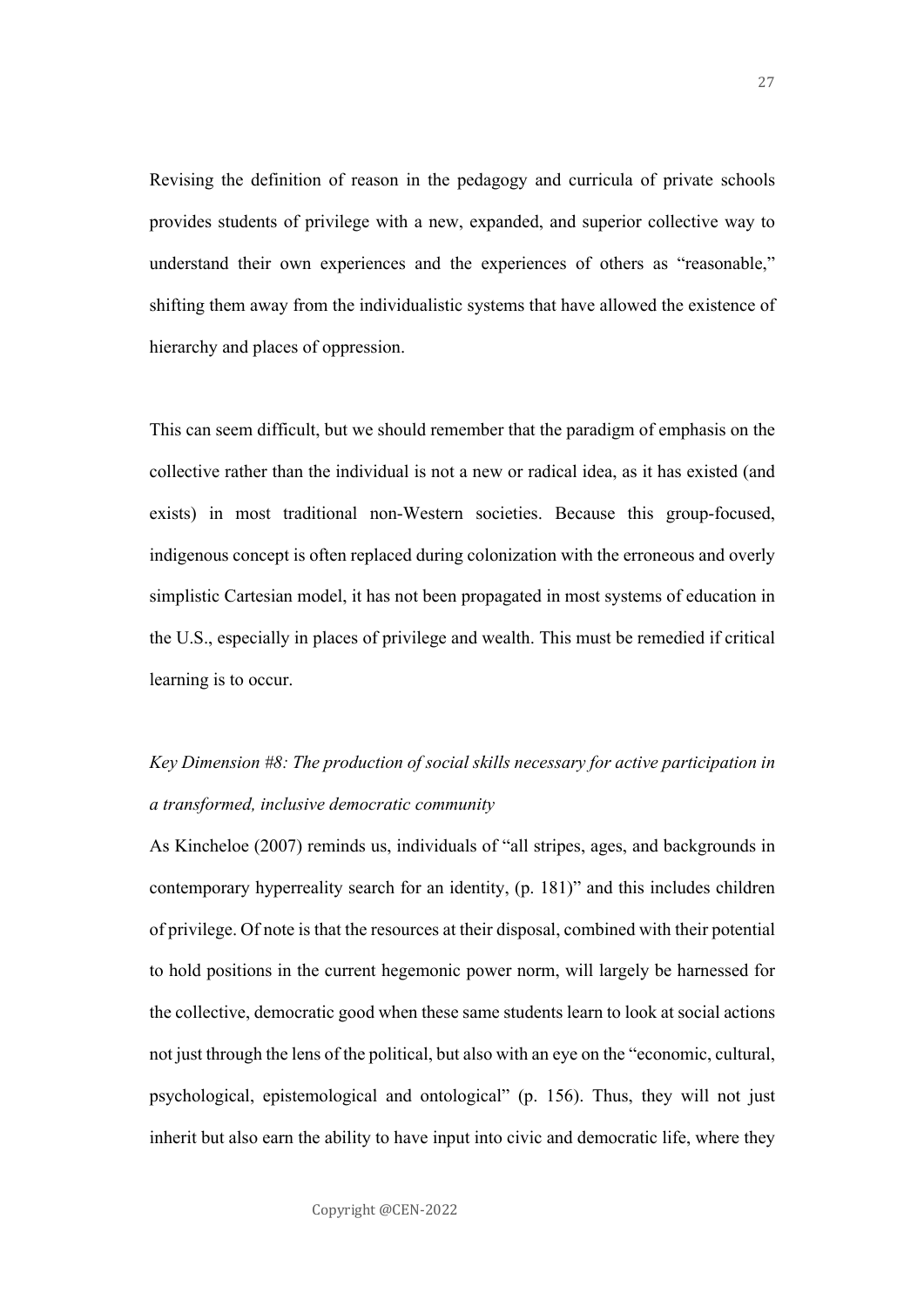Revising the definition of reason in the pedagogy and curricula of private schools provides students of privilege with a new, expanded, and superior collective way to understand their own experiences and the experiences of others as "reasonable," shifting them away from the individualistic systems that have allowed the existence of hierarchy and places of oppression.

This can seem difficult, but we should remember that the paradigm of emphasis on the collective rather than the individual is not a new or radical idea, as it has existed (and exists) in most traditional non-Western societies. Because this group-focused, indigenous concept is often replaced during colonization with the erroneous and overly simplistic Cartesian model, it has not been propagated in most systems of education in the U.S., especially in places of privilege and wealth. This must be remedied if critical learning is to occur.

*Key Dimension #8: The production of social skills necessary for active participation in a transformed, inclusive democratic community*

As Kincheloe (2007) reminds us, individuals of "all stripes, ages, and backgrounds in contemporary hyperreality search for an identity, (p. 181)" and this includes children of privilege. Of note is that the resources at their disposal, combined with their potential to hold positions in the current hegemonic power norm, will largely be harnessed for the collective, democratic good when these same students learn to look at social actions not just through the lens of the political, but also with an eye on the "economic, cultural, psychological, epistemological and ontological" (p. 156). Thus, they will not just inherit but also earn the ability to have input into civic and democratic life, where they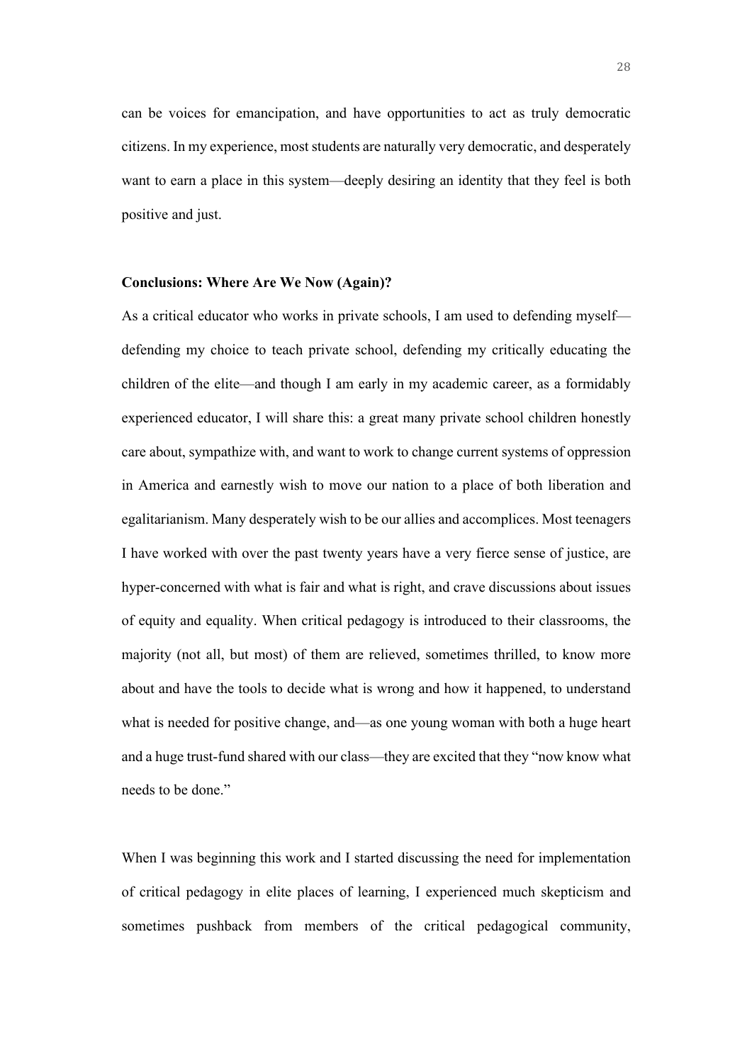can be voices for emancipation, and have opportunities to act as truly democratic citizens. In my experience, most students are naturally very democratic, and desperately want to earn a place in this system—deeply desiring an identity that they feel is both positive and just.

**Conclusions: Where Are We Now (Again)?**

As a critical educator who works in private schools, I am used to defending myself—defending my choice to teach private school, defending my critically educating the children of the elite—and though I am early in my academic career, as a formidably experienced educator, I will share this: a great many private school children honestly care about, sympathize with, and want to work to change current systems of oppression in America and earnestly wish to move our nation to a place of both liberation and egalitarianism. Many desperately wish to be our allies and accomplices. Most teenagers I have worked with over the past twenty years have a very fierce sense of justice, are hyper-concerned with what is fair and what is right, and crave discussions about issues of equity and equality. When critical pedagogy is introduced to their classrooms, the majority (not all, but most) of them are relieved, sometimes thrilled, to know more about and have the tools to decide what is wrong and how it happened, to understand what is needed for positive change, and—as one young woman with both a huge heart and a huge trust-fund shared with our class—they are excited that they "now know what needs to be done."

When I was beginning this work and I started discussing the need for implementation of critical pedagogy in elite places of learning, I experienced much skepticism and sometimes pushback from members of the critical pedagogical community,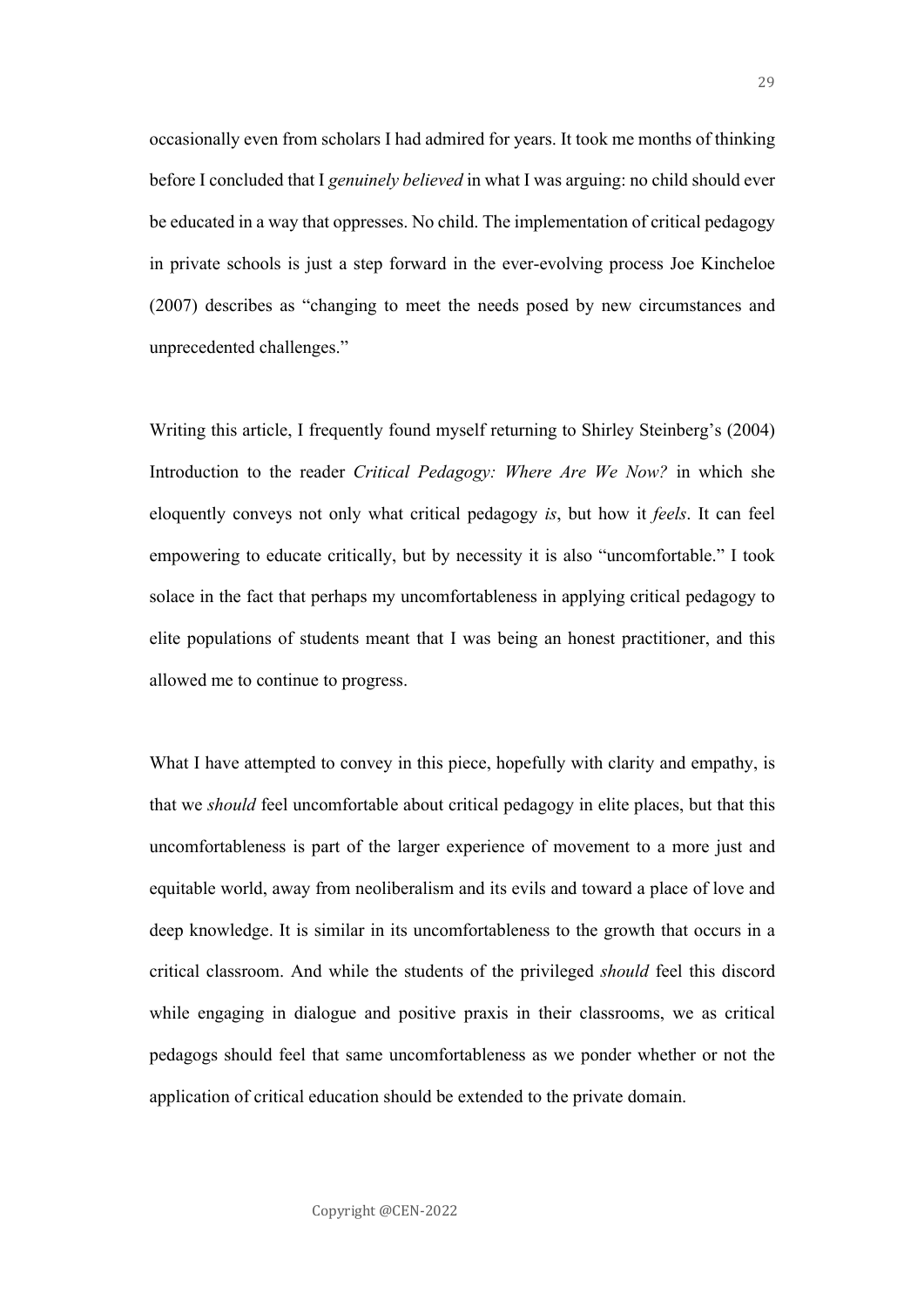occasionally even from scholars I had admired for years. It took me months of thinking before I concluded that I *genuinely believed* in what I was arguing: no child should ever be educated in a way that oppresses. No child. The implementation of critical pedagogy in private schools is just a step forward in the ever-evolving process Joe Kincheloe (2007) describes as "changing to meet the needs posed by new circumstances and unprecedented challenges."

Writing this article, I frequently found myself returning to Shirley Steinberg's (2004) Introduction to the reader *Critical Pedagogy: Where Are We Now?* in which she eloquently conveys not only what critical pedagogy *is*, but how it *feels*. It can feel empowering to educate critically, but by necessity it is also "uncomfortable." I took solace in the fact that perhaps my uncomfortableness in applying critical pedagogy to elite populations of students meant that I was being an honest practitioner, and this allowed me to continue to progress.

What I have attempted to convey in this piece, hopefully with clarity and empathy, is that we *should* feel uncomfortable about critical pedagogy in elite places, but that this uncomfortableness is part of the larger experience of movement to a more just and equitable world, away from neoliberalism and its evils and toward a place of love and deep knowledge. It is similar in its uncomfortableness to the growth that occurs in a critical classroom. And while the students of the privileged *should* feel this discord while engaging in dialogue and positive praxis in their classrooms, we as critical pedagogs should feel that same uncomfortableness as we ponder whether or not the application of critical education should be extended to the private domain.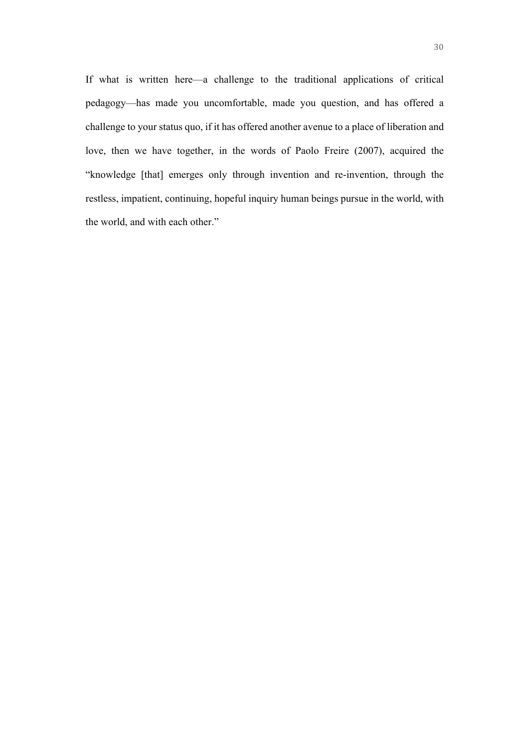If what is written here—a challenge to the traditional applications of critical pedagogy—has made you uncomfortable, made you question, and has offered a challenge to your status quo, if it has offered another avenue to a place of liberation and love, then we have together, in the words of Paolo Freire (2007), acquired the "knowledge [that] emerges only through invention and re-invention, through the restless, impatient, continuing, hopeful inquiry human beings pursue in the world, with the world, and with each other."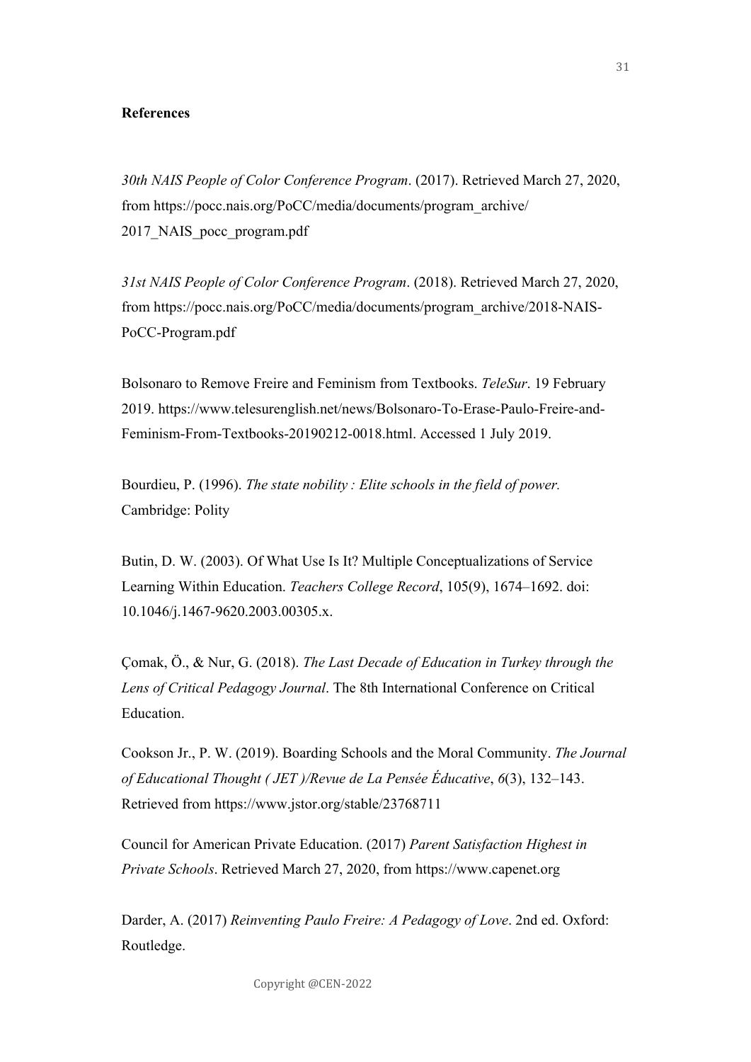**References**

*30th NAIS People of Color Conference Program*. (2017). Retrieved March 27, 2020, from https://pocc.nais.org/PoCC/media/documents/program_archive/2017_NAIS_pocc_program.pdf

*31st NAIS People of Color Conference Program*. (2018). Retrieved March 27, 2020, from https://pocc.nais.org/PoCC/media/documents/program_archive/2018-NAIS-PoCC-Program.pdf

Bolsonaro to Remove Freire and Feminism from Textbooks. *TeleSur*. 19 February 2019. https://www.telesurenglish.net/news/Bolsonaro-To-Erase-Paulo-Freire-and-Feminism-From-Textbooks-20190212-0018.html. Accessed 1 July 2019.

Bourdieu, P. (1996). *The state nobility : Elite schools in the field of power.* Cambridge: Polity

Butin, D. W. (2003). Of What Use Is It? Multiple Conceptualizations of Service Learning Within Education. *Teachers College Record*, 105(9), 1674–1692. doi: 10.1046/j.1467-9620.2003.00305.x.

Çomak, Ö., & Nur, G. (2018). *The Last Decade of Education in Turkey through the Lens of Critical Pedagogy Journal*. The 8th International Conference on Critical Education.

Cookson Jr., P. W. (2019). Boarding Schools and the Moral Community. *The Journal of Educational Thought ( JET )/Revue de La Pensée Éducative*, *6*(3), 132–143. Retrieved from https://www.jstor.org/stable/23768711

Council for American Private Education. (2017) *Parent Satisfaction Highest in Private Schools*. Retrieved March 27, 2020, from https://www.capenet.org

Darder, A. (2017) *Reinventing Paulo Freire: A Pedagogy of Love*. 2nd ed. Oxford: Routledge.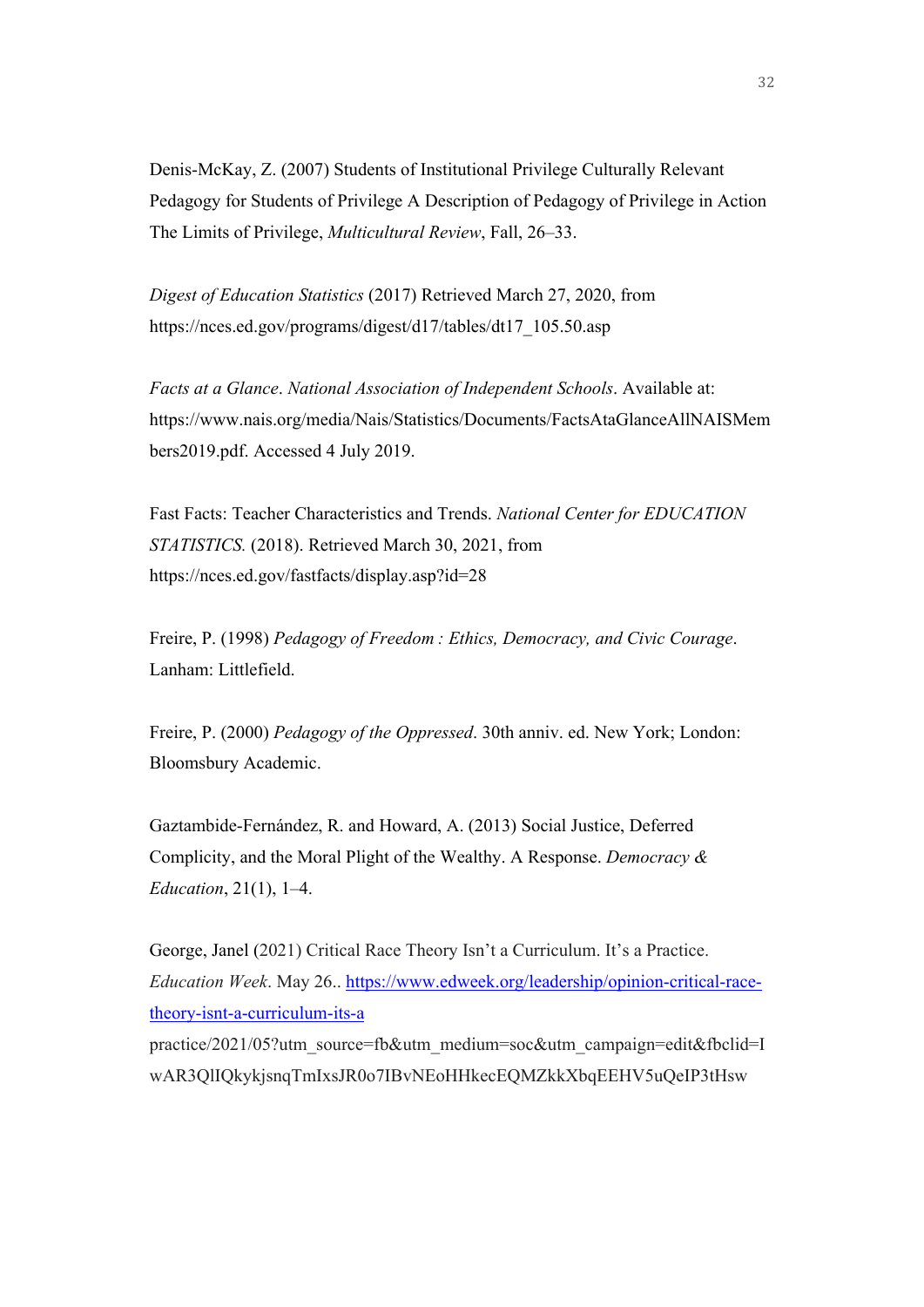Denis-McKay, Z. (2007) Students of Institutional Privilege Culturally Relevant Pedagogy for Students of Privilege A Description of Pedagogy of Privilege in Action The Limits of Privilege, *Multicultural Review*, Fall, 26–33.

*Digest of Education Statistics* (2017) Retrieved March 27, 2020, from https://nces.ed.gov/programs/digest/d17/tables/dt17_105.50.asp

*Facts at a Glance*. *National Association of Independent Schools*. Available at: https://www.nais.org/media/Nais/Statistics/Documents/FactsAtaGlanceAllNAISMembers2019.pdf. Accessed 4 July 2019.

Fast Facts: Teacher Characteristics and Trends. *National Center for EDUCATION STATISTICS.* (2018). Retrieved March 30, 2021, from https://nces.ed.gov/fastfacts/display.asp?id=28

Freire, P. (1998) *Pedagogy of Freedom : Ethics, Democracy, and Civic Courage*. Lanham: Littlefield.

Freire, P. (2000) *Pedagogy of the Oppressed*. 30th anniv. ed. New York; London: Bloomsbury Academic.

Gaztambide-Fernández, R. and Howard, A. (2013) Social Justice, Deferred Complicity, and the Moral Plight of the Wealthy. A Response. *Democracy & Education*, 21(1), 1–4.

George, Janel (2021) Critical Race Theory Isn't a Curriculum. It's a Practice. *Education Week*. May 26.. https://www.edweek.org/leadership/opinion-critical-race-theory-isnt-a-curriculum-its-a practice/2021/05?utm_source=fb&utm_medium=soc&utm_campaign=edit&fbclid=IwAR3QlIQkykjsnqTmIxsJR0o7IBvNEoHHkecEQMZkkXbqEEHV5uQeIP3tHsw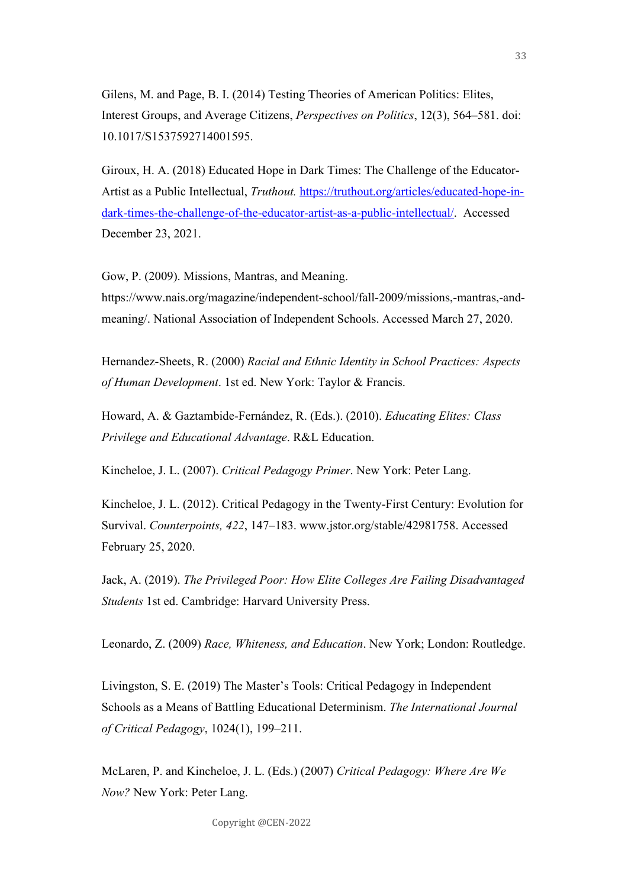Gilens, M. and Page, B. I. (2014) Testing Theories of American Politics: Elites, Interest Groups, and Average Citizens, *Perspectives on Politics*, 12(3), 564–581. doi: 10.1017/S1537592714001595.

Giroux, H. A. (2018) Educated Hope in Dark Times: The Challenge of the Educator-Artist as a Public Intellectual, *Truthout.* https://truthout.org/articles/educated-hope-in-dark-times-the-challenge-of-the-educator-artist-as-a-public-intellectual/. Accessed December 23, 2021.

Gow, P. (2009). Missions, Mantras, and Meaning. https://www.nais.org/magazine/independent-school/fall-2009/missions,-mantras,-and-meaning/. National Association of Independent Schools. Accessed March 27, 2020.

Hernandez-Sheets, R. (2000) *Racial and Ethnic Identity in School Practices: Aspects of Human Development*. 1st ed. New York: Taylor & Francis.

Howard, A. & Gaztambide-Fernández, R. (Eds.). (2010). *Educating Elites: Class Privilege and Educational Advantage*. R&L Education.

Kincheloe, J. L. (2007). *Critical Pedagogy Primer*. New York: Peter Lang.

Kincheloe, J. L. (2012). Critical Pedagogy in the Twenty-First Century: Evolution for Survival. *Counterpoints, 422*, 147–183. www.jstor.org/stable/42981758. Accessed February 25, 2020.

Jack, A. (2019). *The Privileged Poor: How Elite Colleges Are Failing Disadvantaged Students* 1st ed. Cambridge: Harvard University Press.

Leonardo, Z. (2009) *Race, Whiteness, and Education*. New York; London: Routledge.

Livingston, S. E. (2019) The Master's Tools: Critical Pedagogy in Independent Schools as a Means of Battling Educational Determinism. *The International Journal of Critical Pedagogy*, 1024(1), 199–211.

McLaren, P. and Kincheloe, J. L. (Eds.) (2007) *Critical Pedagogy: Where Are We Now?* New York: Peter Lang.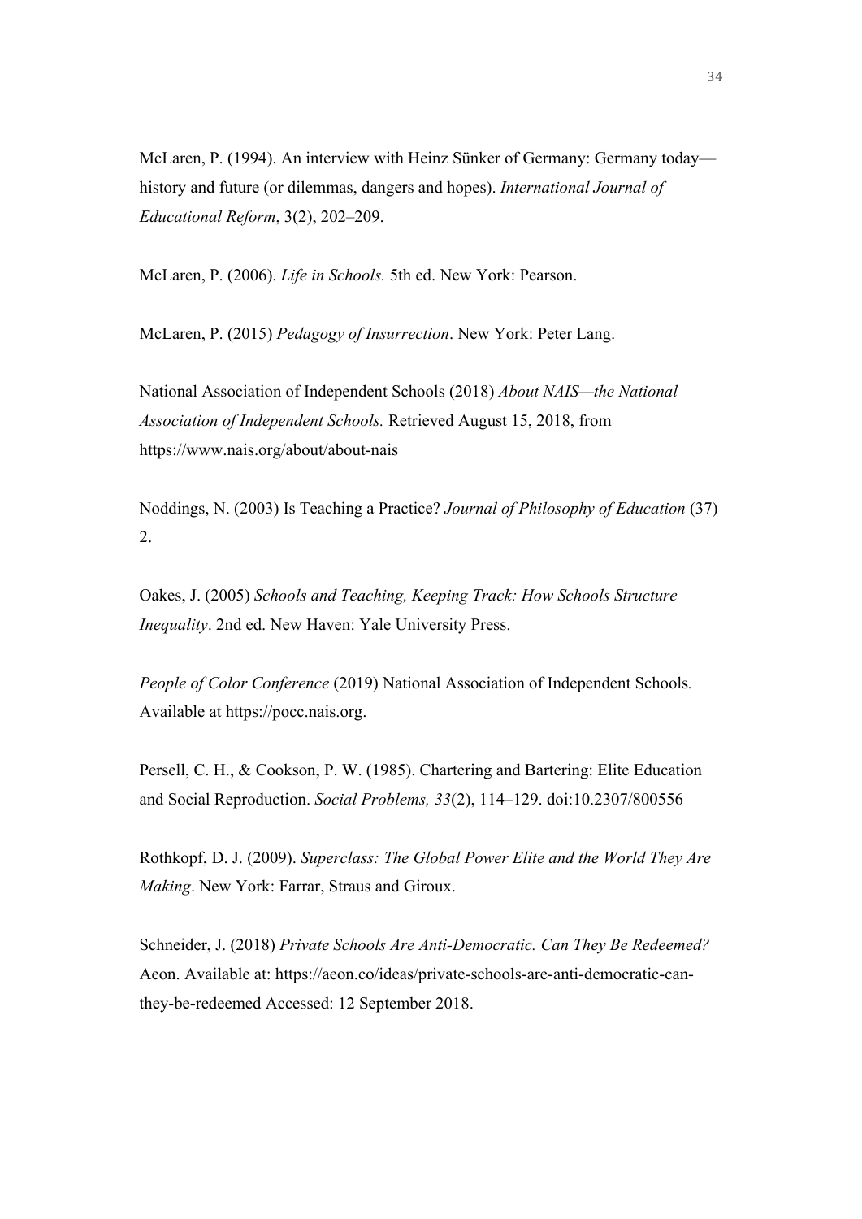McLaren, P. (1994). An interview with Heinz Sünker of Germany: Germany today—history and future (or dilemmas, dangers and hopes). *International Journal of Educational Reform*, 3(2), 202–209.

McLaren, P. (2006). *Life in Schools.* 5th ed. New York: Pearson.

McLaren, P. (2015) *Pedagogy of Insurrection*. New York: Peter Lang.

National Association of Independent Schools (2018) *About NAIS—the National Association of Independent Schools.* Retrieved August 15, 2018, from https://www.nais.org/about/about-nais

Noddings, N. (2003) Is Teaching a Practice? *Journal of Philosophy of Education* (37) 2.

Oakes, J. (2005) *Schools and Teaching, Keeping Track: How Schools Structure Inequality*. 2nd ed. New Haven: Yale University Press.

*People of Color Conference* (2019) National Association of Independent Schools*.* Available at https://pocc.nais.org.

Persell, C. H., & Cookson, P. W. (1985). Chartering and Bartering: Elite Education and Social Reproduction. *Social Problems, 33*(2), 114–129. doi:10.2307/800556

Rothkopf, D. J. (2009). *Superclass: The Global Power Elite and the World They Are Making*. New York: Farrar, Straus and Giroux.

Schneider, J. (2018) *Private Schools Are Anti-Democratic. Can They Be Redeemed?* Aeon. Available at: https://aeon.co/ideas/private-schools-are-anti-democratic-can-they-be-redeemed Accessed: 12 September 2018.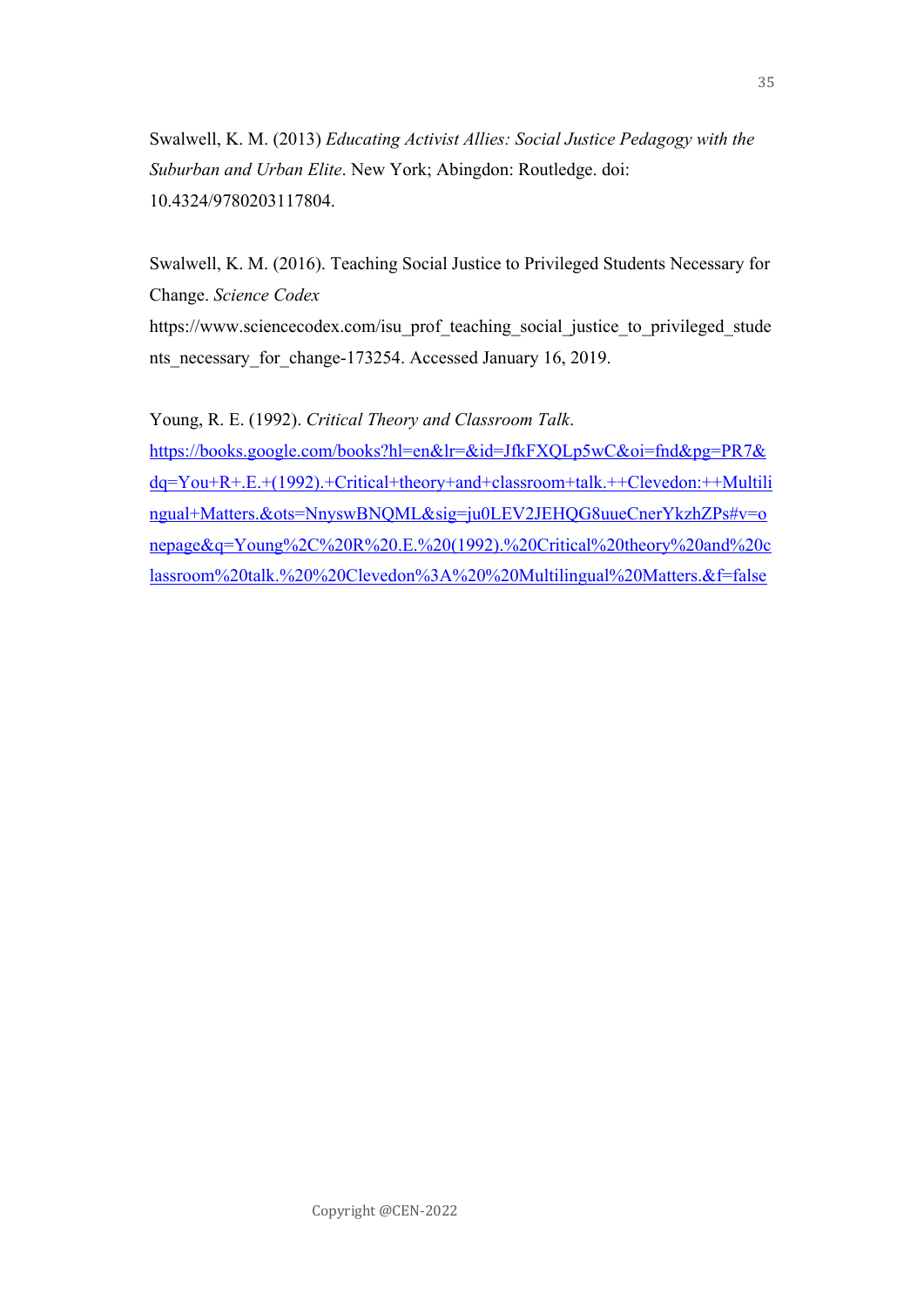Swalwell, K. M. (2013) *Educating Activist Allies: Social Justice Pedagogy with the Suburban and Urban Elite*. New York; Abingdon: Routledge. doi: 10.4324/9780203117804.

Swalwell, K. M. (2016). Teaching Social Justice to Privileged Students Necessary for Change. *Science Codex* https://www.sciencecodex.com/isu_prof_teaching_social_justice_to_privileged_students_necessary_for_change-173254. Accessed January 16, 2019.

Young, R. E. (1992). *Critical Theory and Classroom Talk*. https://books.google.com/books?hl=en&lr=&id=JfkFXQLp5wC&oi=fnd&pg=PR7&dq=You+R+.E.+(1992).+Critical+theory+and+classroom+talk.++Clevedon:++Multilingual+Matters.&ots=NnyswBNQML&sig=ju0LEV2JEHQG8uueCnerYkzhZPs#v=onepage&q=Young%2C%20R%20.E.%20(1992).%20Critical%20theory%20and%20classroom%20talk.%20%20Clevedon%3A%20%20Multilingual%20Matters.&f=false